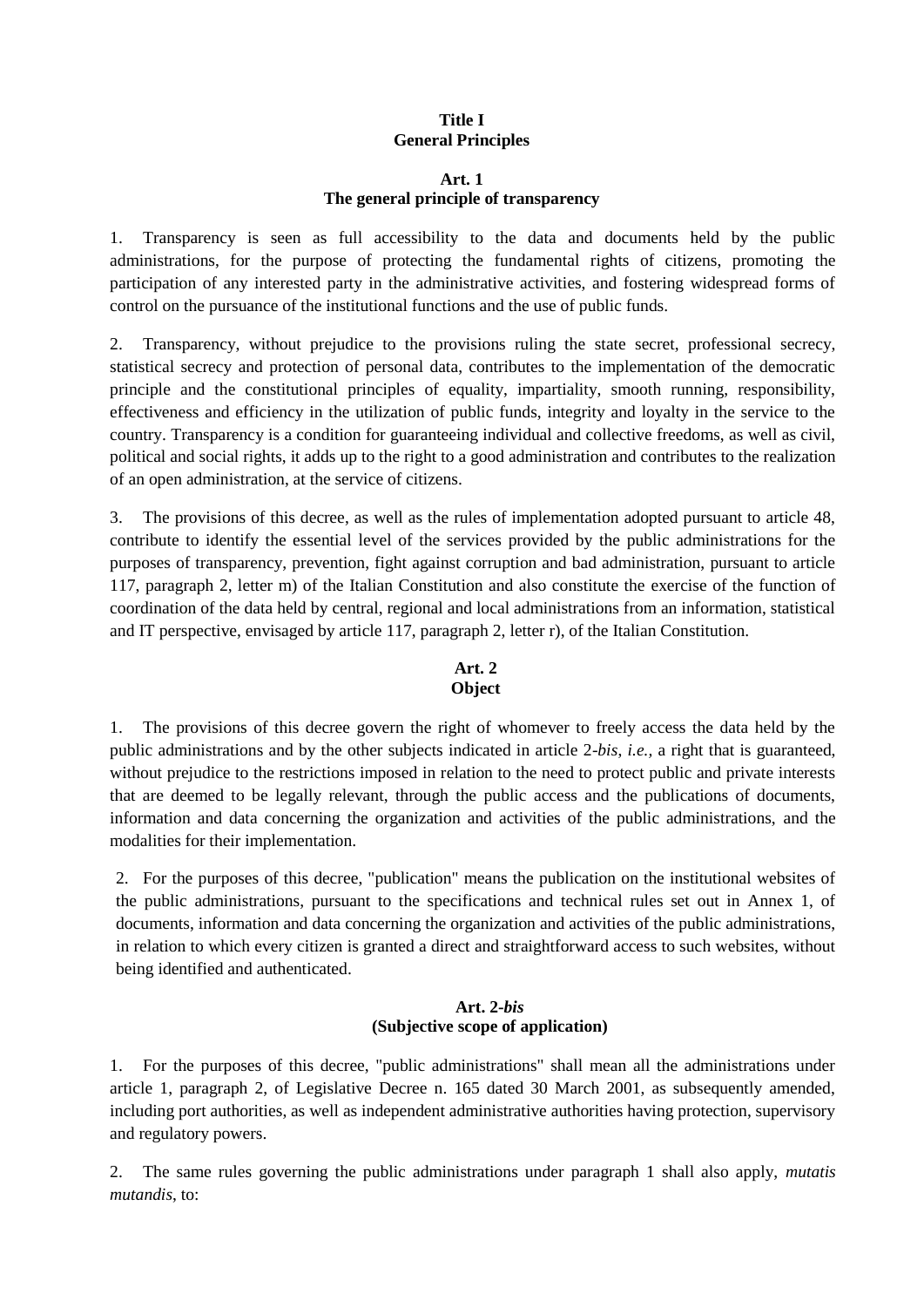# Title I
# General Principles

## Art. 1
## The general principle of transparency

1. Transparency is seen as full accessibility to the data and documents held by the public administrations, for the purpose of protecting the fundamental rights of citizens, promoting the participation of any interested party in the administrative activities, and fostering widespread forms of control on the pursuance of the institutional functions and the use of public funds.

2. Transparency, without prejudice to the provisions ruling the state secret, professional secrecy, statistical secrecy and protection of personal data, contributes to the implementation of the democratic principle and the constitutional principles of equality, impartiality, smooth running, responsibility, effectiveness and efficiency in the utilization of public funds, integrity and loyalty in the service to the country. Transparency is a condition for guaranteeing individual and collective freedoms, as well as civil, political and social rights, it adds up to the right to a good administration and contributes to the realization of an open administration, at the service of citizens.

3. The provisions of this decree, as well as the rules of implementation adopted pursuant to article 48, contribute to identify the essential level of the services provided by the public administrations for the purposes of transparency, prevention, fight against corruption and bad administration, pursuant to article 117, paragraph 2, letter m) of the Italian Constitution and also constitute the exercise of the function of coordination of the data held by central, regional and local administrations from an information, statistical and IT perspective, envisaged by article 117, paragraph 2, letter r), of the Italian Constitution.

## Art. 2
## Object

1. The provisions of this decree govern the right of whomever to freely access the data held by the public administrations and by the other subjects indicated in article 2-*bis*, *i.e.*, a right that is guaranteed, without prejudice to the restrictions imposed in relation to the need to protect public and private interests that are deemed to be legally relevant, through the public access and the publications of documents, information and data concerning the organization and activities of the public administrations, and the modalities for their implementation.

2. For the purposes of this decree, "publication" means the publication on the institutional websites of the public administrations, pursuant to the specifications and technical rules set out in Annex 1, of documents, information and data concerning the organization and activities of the public administrations, in relation to which every citizen is granted a direct and straightforward access to such websites, without being identified and authenticated.

## Art. 2-*bis*
## (Subjective scope of application)

1. For the purposes of this decree, "public administrations" shall mean all the administrations under article 1, paragraph 2, of Legislative Decree n. 165 dated 30 March 2001, as subsequently amended, including port authorities, as well as independent administrative authorities having protection, supervisory and regulatory powers.

2. The same rules governing the public administrations under paragraph 1 shall also apply, *mutatis mutandis*, to: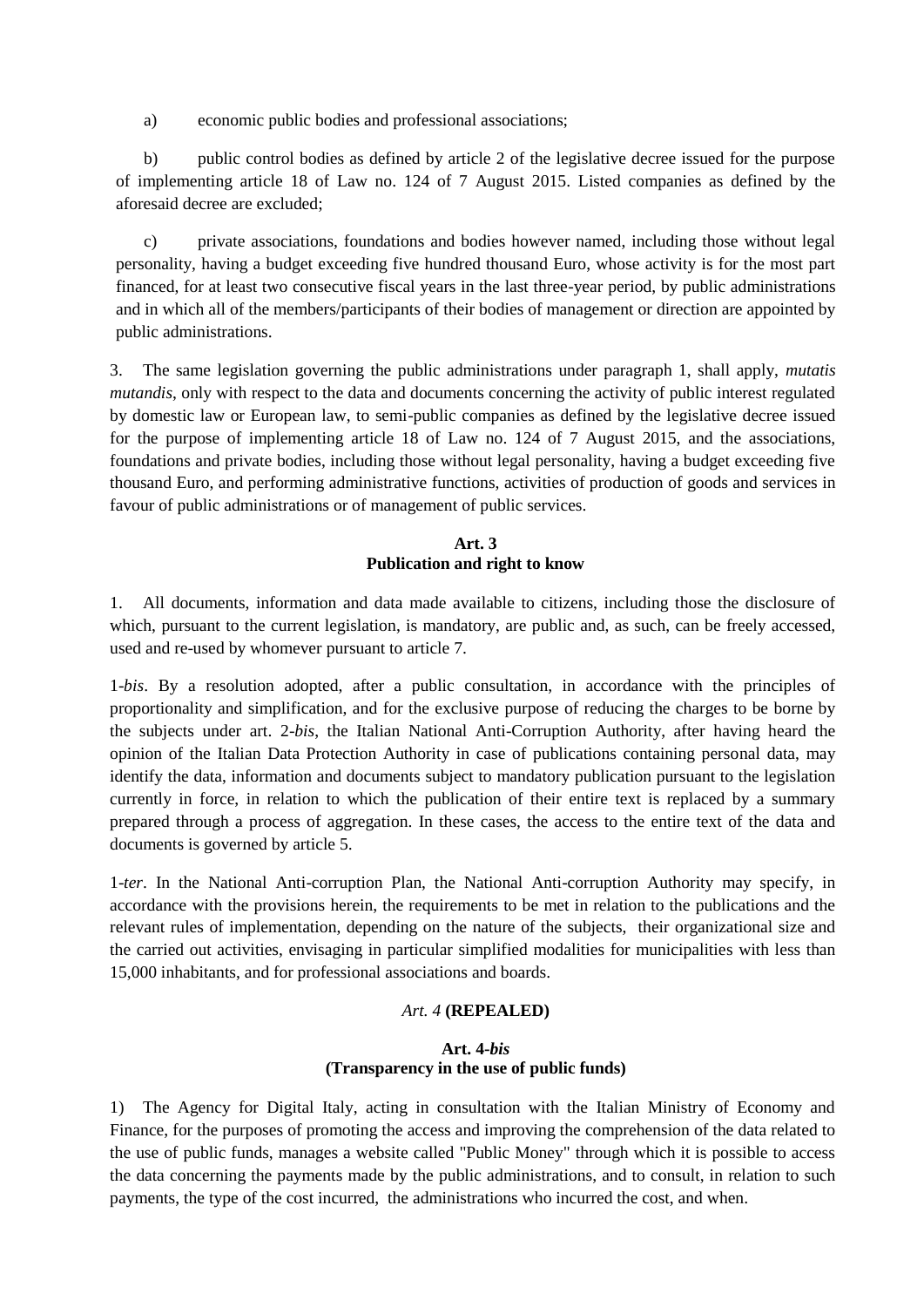a) economic public bodies and professional associations;

b) public control bodies as defined by article 2 of the legislative decree issued for the purpose of implementing article 18 of Law no. 124 of 7 August 2015. Listed companies as defined by the aforesaid decree are excluded;

c) private associations, foundations and bodies however named, including those without legal personality, having a budget exceeding five hundred thousand Euro, whose activity is for the most part financed, for at least two consecutive fiscal years in the last three-year period, by public administrations and in which all of the members/participants of their bodies of management or direction are appointed by public administrations.

3. The same legislation governing the public administrations under paragraph 1, shall apply, *mutatis mutandis*, only with respect to the data and documents concerning the activity of public interest regulated by domestic law or European law, to semi-public companies as defined by the legislative decree issued for the purpose of implementing article 18 of Law no. 124 of 7 August 2015, and the associations, foundations and private bodies, including those without legal personality, having a budget exceeding five thousand Euro, and performing administrative functions, activities of production of goods and services in favour of public administrations or of management of public services.

**Art. 3**
**Publication and right to know**

1. All documents, information and data made available to citizens, including those the disclosure of which, pursuant to the current legislation, is mandatory, are public and, as such, can be freely accessed, used and re-used by whomever pursuant to article 7.

1-*bis*. By a resolution adopted, after a public consultation, in accordance with the principles of proportionality and simplification, and for the exclusive purpose of reducing the charges to be borne by the subjects under art. 2-*bis*, the Italian National Anti-Corruption Authority, after having heard the opinion of the Italian Data Protection Authority in case of publications containing personal data, may identify the data, information and documents subject to mandatory publication pursuant to the legislation currently in force, in relation to which the publication of their entire text is replaced by a summary prepared through a process of aggregation. In these cases, the access to the entire text of the data and documents is governed by article 5.

1-*ter*. In the National Anti-corruption Plan, the National Anti-corruption Authority may specify, in accordance with the provisions herein, the requirements to be met in relation to the publications and the relevant rules of implementation, depending on the nature of the subjects, their organizational size and the carried out activities, envisaging in particular simplified modalities for municipalities with less than 15,000 inhabitants, and for professional associations and boards.

*Art. 4* **(REPEALED)**

**Art. 4-*bis***
**(Transparency in the use of public funds)**

1) The Agency for Digital Italy, acting in consultation with the Italian Ministry of Economy and Finance, for the purposes of promoting the access and improving the comprehension of the data related to the use of public funds, manages a website called "Public Money" through which it is possible to access the data concerning the payments made by the public administrations, and to consult, in relation to such payments, the type of the cost incurred, the administrations who incurred the cost, and when.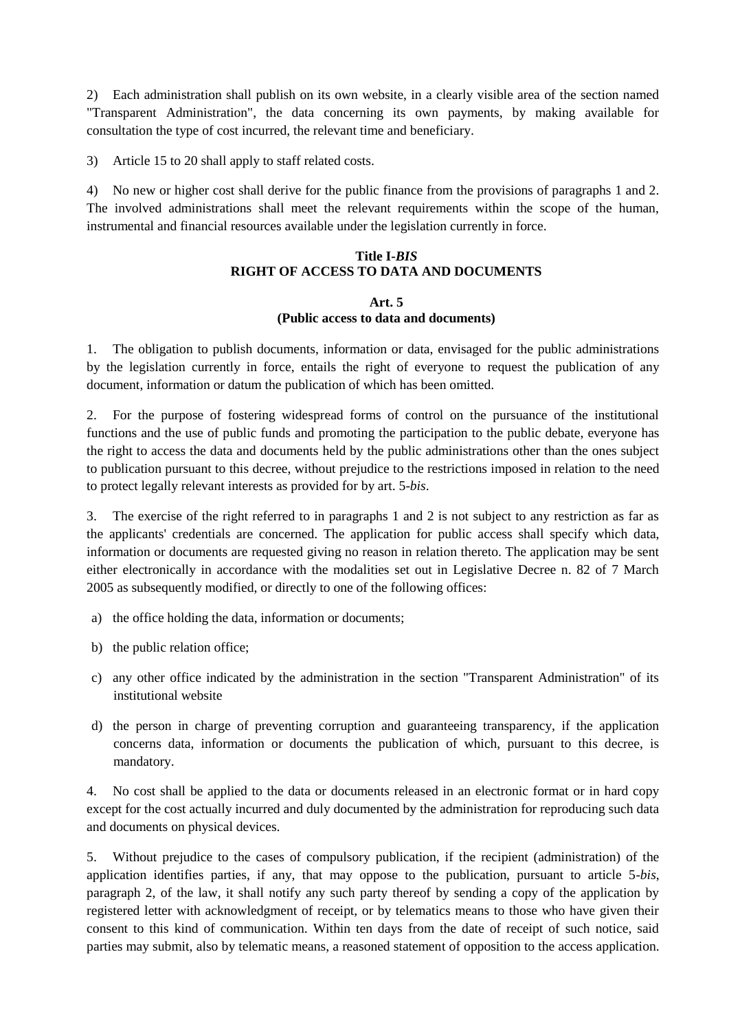2) Each administration shall publish on its own website, in a clearly visible area of the section named "Transparent Administration", the data concerning its own payments, by making available for consultation the type of cost incurred, the relevant time and beneficiary.

3) Article 15 to 20 shall apply to staff related costs.

4) No new or higher cost shall derive for the public finance from the provisions of paragraphs 1 and 2. The involved administrations shall meet the relevant requirements within the scope of the human, instrumental and financial resources available under the legislation currently in force.

## Title I-*BIS*
## RIGHT OF ACCESS TO DATA AND DOCUMENTS

### Art. 5
### (Public access to data and documents)

1. The obligation to publish documents, information or data, envisaged for the public administrations by the legislation currently in force, entails the right of everyone to request the publication of any document, information or datum the publication of which has been omitted.

2. For the purpose of fostering widespread forms of control on the pursuance of the institutional functions and the use of public funds and promoting the participation to the public debate, everyone has the right to access the data and documents held by the public administrations other than the ones subject to publication pursuant to this decree, without prejudice to the restrictions imposed in relation to the need to protect legally relevant interests as provided for by art. 5-*bis*.

3. The exercise of the right referred to in paragraphs 1 and 2 is not subject to any restriction as far as the applicants' credentials are concerned. The application for public access shall specify which data, information or documents are requested giving no reason in relation thereto. The application may be sent either electronically in accordance with the modalities set out in Legislative Decree n. 82 of 7 March 2005 as subsequently modified, or directly to one of the following offices:

a) the office holding the data, information or documents;

b) the public relation office;

c) any other office indicated by the administration in the section "Transparent Administration" of its institutional website

d) the person in charge of preventing corruption and guaranteeing transparency, if the application concerns data, information or documents the publication of which, pursuant to this decree, is mandatory.

4. No cost shall be applied to the data or documents released in an electronic format or in hard copy except for the cost actually incurred and duly documented by the administration for reproducing such data and documents on physical devices.

5. Without prejudice to the cases of compulsory publication, if the recipient (administration) of the application identifies parties, if any, that may oppose to the publication, pursuant to article 5-*bis*, paragraph 2, of the law, it shall notify any such party thereof by sending a copy of the application by registered letter with acknowledgment of receipt, or by telematics means to those who have given their consent to this kind of communication. Within ten days from the date of receipt of such notice, said parties may submit, also by telematic means, a reasoned statement of opposition to the access application.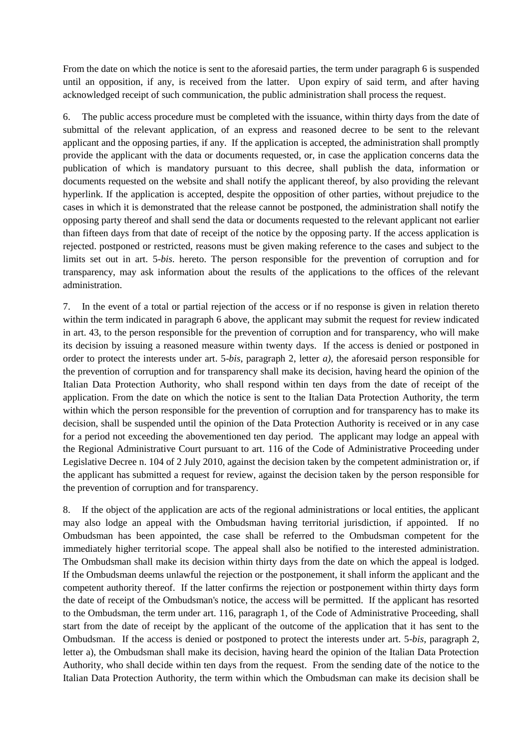From the date on which the notice is sent to the aforesaid parties, the term under paragraph 6 is suspended until an opposition, if any, is received from the latter. Upon expiry of said term, and after having acknowledged receipt of such communication, the public administration shall process the request.

6. The public access procedure must be completed with the issuance, within thirty days from the date of submittal of the relevant application, of an express and reasoned decree to be sent to the relevant applicant and the opposing parties, if any. If the application is accepted, the administration shall promptly provide the applicant with the data or documents requested, or, in case the application concerns data the publication of which is mandatory pursuant to this decree, shall publish the data, information or documents requested on the website and shall notify the applicant thereof, by also providing the relevant hyperlink. If the application is accepted, despite the opposition of other parties, without prejudice to the cases in which it is demonstrated that the release cannot be postponed, the administration shall notify the opposing party thereof and shall send the data or documents requested to the relevant applicant not earlier than fifteen days from that date of receipt of the notice by the opposing party. If the access application is rejected. postponed or restricted, reasons must be given making reference to the cases and subject to the limits set out in art. 5-*bis*. hereto. The person responsible for the prevention of corruption and for transparency, may ask information about the results of the applications to the offices of the relevant administration.

7. In the event of a total or partial rejection of the access or if no response is given in relation thereto within the term indicated in paragraph 6 above, the applicant may submit the request for review indicated in art. 43, to the person responsible for the prevention of corruption and for transparency, who will make its decision by issuing a reasoned measure within twenty days. If the access is denied or postponed in order to protect the interests under art. 5-*bis*, paragraph 2, letter *a)*, the aforesaid person responsible for the prevention of corruption and for transparency shall make its decision, having heard the opinion of the Italian Data Protection Authority, who shall respond within ten days from the date of receipt of the application. From the date on which the notice is sent to the Italian Data Protection Authority, the term within which the person responsible for the prevention of corruption and for transparency has to make its decision, shall be suspended until the opinion of the Data Protection Authority is received or in any case for a period not exceeding the abovementioned ten day period. The applicant may lodge an appeal with the Regional Administrative Court pursuant to art. 116 of the Code of Administrative Proceeding under Legislative Decree n. 104 of 2 July 2010, against the decision taken by the competent administration or, if the applicant has submitted a request for review, against the decision taken by the person responsible for the prevention of corruption and for transparency.

8. If the object of the application are acts of the regional administrations or local entities, the applicant may also lodge an appeal with the Ombudsman having territorial jurisdiction, if appointed. If no Ombudsman has been appointed, the case shall be referred to the Ombudsman competent for the immediately higher territorial scope. The appeal shall also be notified to the interested administration. The Ombudsman shall make its decision within thirty days from the date on which the appeal is lodged. If the Ombudsman deems unlawful the rejection or the postponement, it shall inform the applicant and the competent authority thereof. If the latter confirms the rejection or postponement within thirty days form the date of receipt of the Ombudsman's notice, the access will be permitted. If the applicant has resorted to the Ombudsman, the term under art. 116, paragraph 1, of the Code of Administrative Proceeding, shall start from the date of receipt by the applicant of the outcome of the application that it has sent to the Ombudsman. If the access is denied or postponed to protect the interests under art. 5-*bis*, paragraph 2, letter a), the Ombudsman shall make its decision, having heard the opinion of the Italian Data Protection Authority, who shall decide within ten days from the request. From the sending date of the notice to the Italian Data Protection Authority, the term within which the Ombudsman can make its decision shall be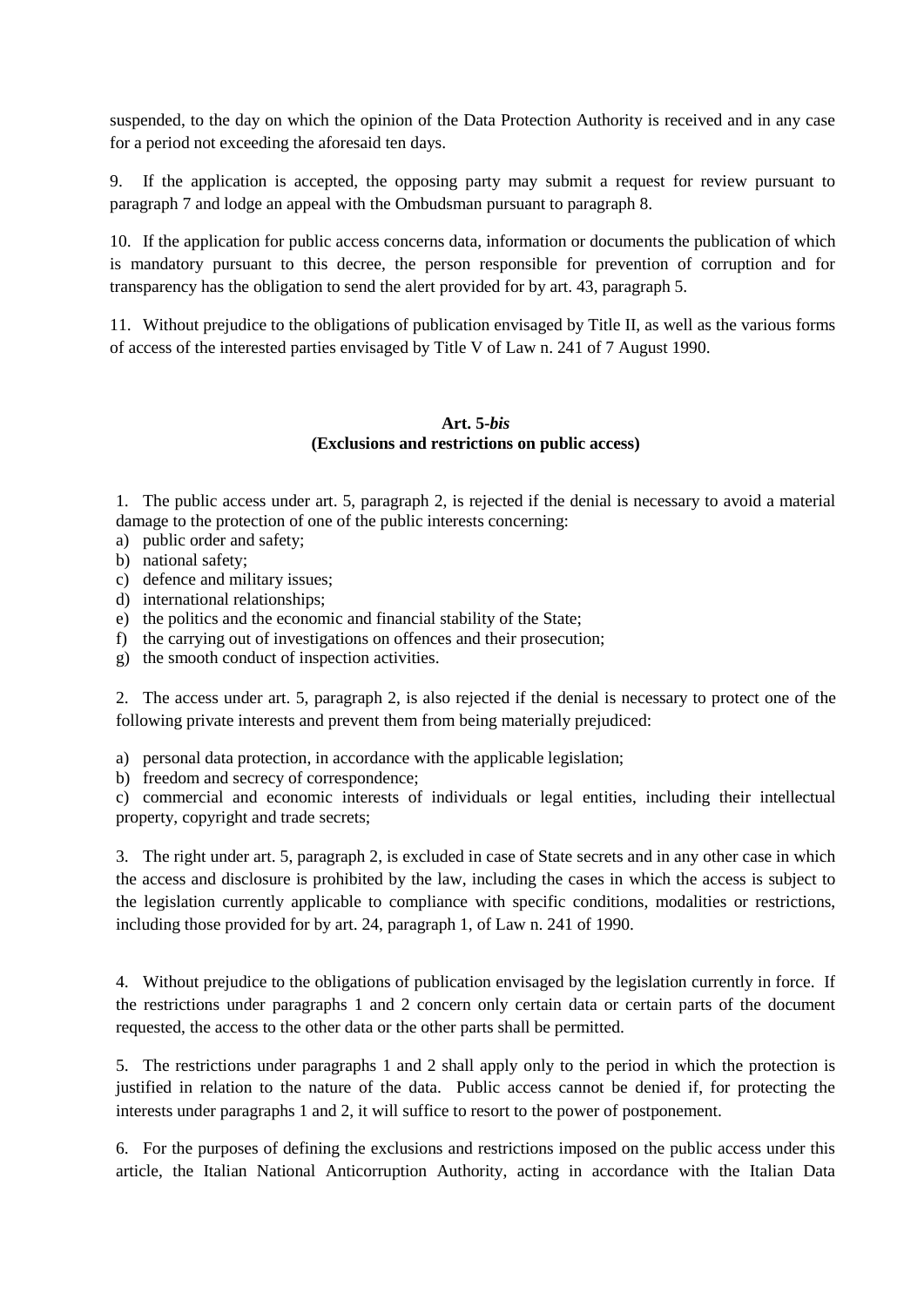suspended, to the day on which the opinion of the Data Protection Authority is received and in any case for a period not exceeding the aforesaid ten days.

9. If the application is accepted, the opposing party may submit a request for review pursuant to paragraph 7 and lodge an appeal with the Ombudsman pursuant to paragraph 8.

10. If the application for public access concerns data, information or documents the publication of which is mandatory pursuant to this decree, the person responsible for prevention of corruption and for transparency has the obligation to send the alert provided for by art. 43, paragraph 5.

11. Without prejudice to the obligations of publication envisaged by Title II, as well as the various forms of access of the interested parties envisaged by Title V of Law n. 241 of 7 August 1990.

### Art. 5-*bis*
### (Exclusions and restrictions on public access)

1. The public access under art. 5, paragraph 2, is rejected if the denial is necessary to avoid a material damage to the protection of one of the public interests concerning:

a) public order and safety;
b) national safety;
c) defence and military issues;
d) international relationships;
e) the politics and the economic and financial stability of the State;
f) the carrying out of investigations on offences and their prosecution;
g) the smooth conduct of inspection activities.

2. The access under art. 5, paragraph 2, is also rejected if the denial is necessary to protect one of the following private interests and prevent them from being materially prejudiced:

a) personal data protection, in accordance with the applicable legislation;
b) freedom and secrecy of correspondence;
c) commercial and economic interests of individuals or legal entities, including their intellectual property, copyright and trade secrets;

3. The right under art. 5, paragraph 2, is excluded in case of State secrets and in any other case in which the access and disclosure is prohibited by the law, including the cases in which the access is subject to the legislation currently applicable to compliance with specific conditions, modalities or restrictions, including those provided for by art. 24, paragraph 1, of Law n. 241 of 1990.

4. Without prejudice to the obligations of publication envisaged by the legislation currently in force. If the restrictions under paragraphs 1 and 2 concern only certain data or certain parts of the document requested, the access to the other data or the other parts shall be permitted.

5. The restrictions under paragraphs 1 and 2 shall apply only to the period in which the protection is justified in relation to the nature of the data. Public access cannot be denied if, for protecting the interests under paragraphs 1 and 2, it will suffice to resort to the power of postponement.

6. For the purposes of defining the exclusions and restrictions imposed on the public access under this article, the Italian National Anticorruption Authority, acting in accordance with the Italian Data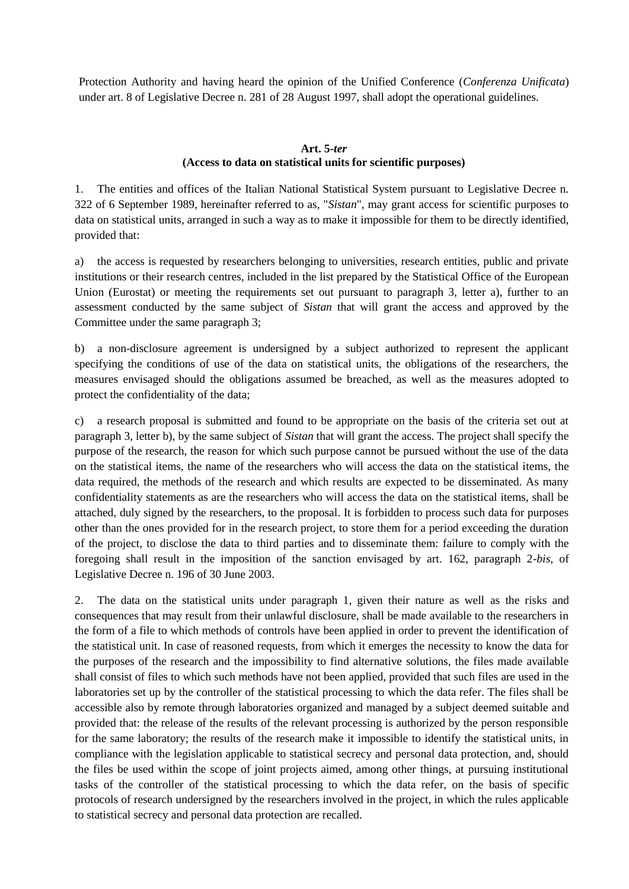Protection Authority and having heard the opinion of the Unified Conference (*Conferenza Unificata*) under art. 8 of Legislative Decree n. 281 of 28 August 1997, shall adopt the operational guidelines.

**Art. 5-*ter***
**(Access to data on statistical units for scientific purposes)**

1. The entities and offices of the Italian National Statistical System pursuant to Legislative Decree n. 322 of 6 September 1989, hereinafter referred to as, "*Sistan*", may grant access for scientific purposes to data on statistical units, arranged in such a way as to make it impossible for them to be directly identified, provided that:

a) the access is requested by researchers belonging to universities, research entities, public and private institutions or their research centres, included in the list prepared by the Statistical Office of the European Union (Eurostat) or meeting the requirements set out pursuant to paragraph 3, letter a), further to an assessment conducted by the same subject of *Sistan* that will grant the access and approved by the Committee under the same paragraph 3;

b) a non-disclosure agreement is undersigned by a subject authorized to represent the applicant specifying the conditions of use of the data on statistical units, the obligations of the researchers, the measures envisaged should the obligations assumed be breached, as well as the measures adopted to protect the confidentiality of the data;

c) a research proposal is submitted and found to be appropriate on the basis of the criteria set out at paragraph 3, letter b), by the same subject of *Sistan* that will grant the access. The project shall specify the purpose of the research, the reason for which such purpose cannot be pursued without the use of the data on the statistical items, the name of the researchers who will access the data on the statistical items, the data required, the methods of the research and which results are expected to be disseminated. As many confidentiality statements as are the researchers who will access the data on the statistical items, shall be attached, duly signed by the researchers, to the proposal. It is forbidden to process such data for purposes other than the ones provided for in the research project, to store them for a period exceeding the duration of the project, to disclose the data to third parties and to disseminate them: failure to comply with the foregoing shall result in the imposition of the sanction envisaged by art. 162, paragraph 2-*bis*, of Legislative Decree n. 196 of 30 June 2003.

2. The data on the statistical units under paragraph 1, given their nature as well as the risks and consequences that may result from their unlawful disclosure, shall be made available to the researchers in the form of a file to which methods of controls have been applied in order to prevent the identification of the statistical unit. In case of reasoned requests, from which it emerges the necessity to know the data for the purposes of the research and the impossibility to find alternative solutions, the files made available shall consist of files to which such methods have not been applied, provided that such files are used in the laboratories set up by the controller of the statistical processing to which the data refer. The files shall be accessible also by remote through laboratories organized and managed by a subject deemed suitable and provided that: the release of the results of the relevant processing is authorized by the person responsible for the same laboratory; the results of the research make it impossible to identify the statistical units, in compliance with the legislation applicable to statistical secrecy and personal data protection, and, should the files be used within the scope of joint projects aimed, among other things, at pursuing institutional tasks of the controller of the statistical processing to which the data refer, on the basis of specific protocols of research undersigned by the researchers involved in the project, in which the rules applicable to statistical secrecy and personal data protection are recalled.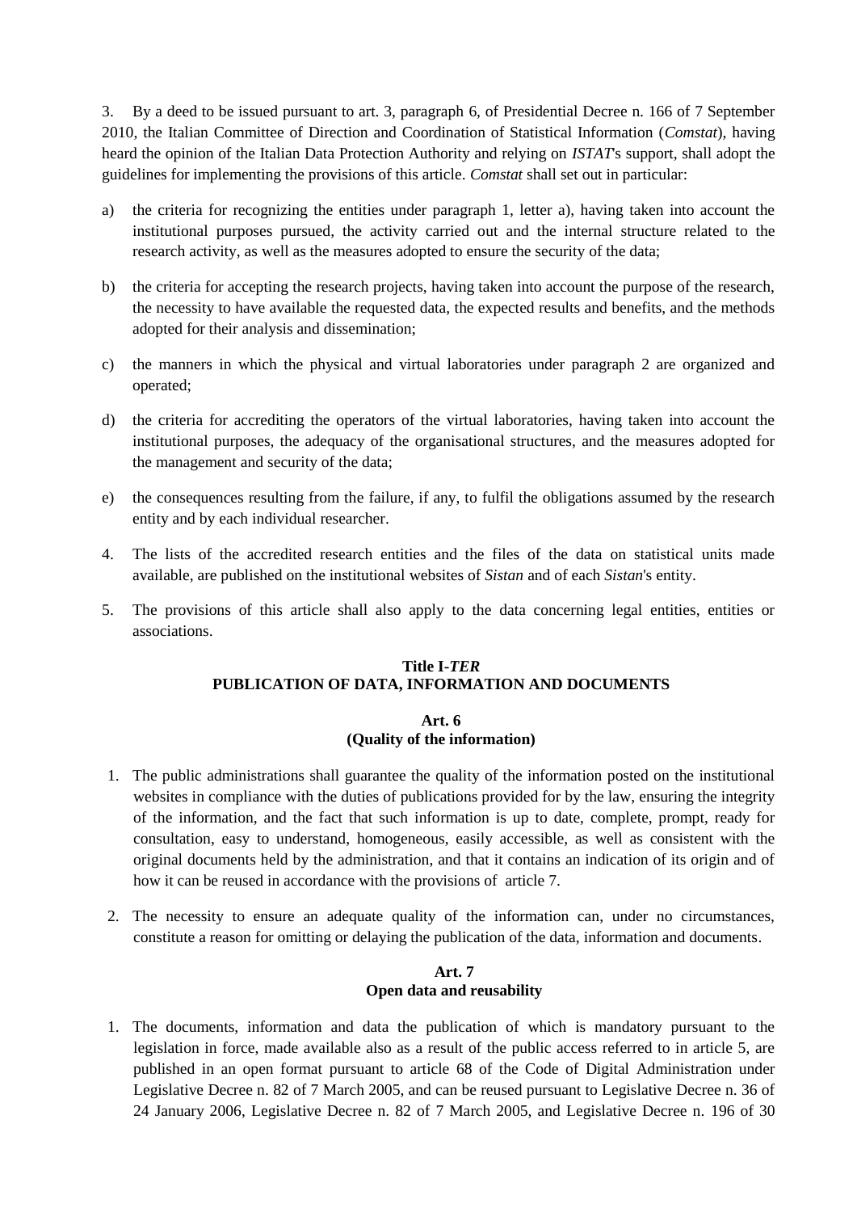3. By a deed to be issued pursuant to art. 3, paragraph 6, of Presidential Decree n. 166 of 7 September 2010, the Italian Committee of Direction and Coordination of Statistical Information (*Comstat*), having heard the opinion of the Italian Data Protection Authority and relying on *ISTAT*'s support, shall adopt the guidelines for implementing the provisions of this article. *Comstat* shall set out in particular:

a) the criteria for recognizing the entities under paragraph 1, letter a), having taken into account the institutional purposes pursued, the activity carried out and the internal structure related to the research activity, as well as the measures adopted to ensure the security of the data;

b) the criteria for accepting the research projects, having taken into account the purpose of the research, the necessity to have available the requested data, the expected results and benefits, and the methods adopted for their analysis and dissemination;

c) the manners in which the physical and virtual laboratories under paragraph 2 are organized and operated;

d) the criteria for accrediting the operators of the virtual laboratories, having taken into account the institutional purposes, the adequacy of the organisational structures, and the measures adopted for the management and security of the data;

e) the consequences resulting from the failure, if any, to fulfil the obligations assumed by the research entity and by each individual researcher.

4. The lists of the accredited research entities and the files of the data on statistical units made available, are published on the institutional websites of *Sistan* and of each *Sistan*'s entity.

5. The provisions of this article shall also apply to the data concerning legal entities, entities or associations.

## Title I-*TER*
## PUBLICATION OF DATA, INFORMATION AND DOCUMENTS

### Art. 6
### (Quality of the information)

1. The public administrations shall guarantee the quality of the information posted on the institutional websites in compliance with the duties of publications provided for by the law, ensuring the integrity of the information, and the fact that such information is up to date, complete, prompt, ready for consultation, easy to understand, homogeneous, easily accessible, as well as consistent with the original documents held by the administration, and that it contains an indication of its origin and of how it can be reused in accordance with the provisions of article 7.

2. The necessity to ensure an adequate quality of the information can, under no circumstances, constitute a reason for omitting or delaying the publication of the data, information and documents.

### Art. 7
### Open data and reusability

1. The documents, information and data the publication of which is mandatory pursuant to the legislation in force, made available also as a result of the public access referred to in article 5, are published in an open format pursuant to article 68 of the Code of Digital Administration under Legislative Decree n. 82 of 7 March 2005, and can be reused pursuant to Legislative Decree n. 36 of 24 January 2006, Legislative Decree n. 82 of 7 March 2005, and Legislative Decree n. 196 of 30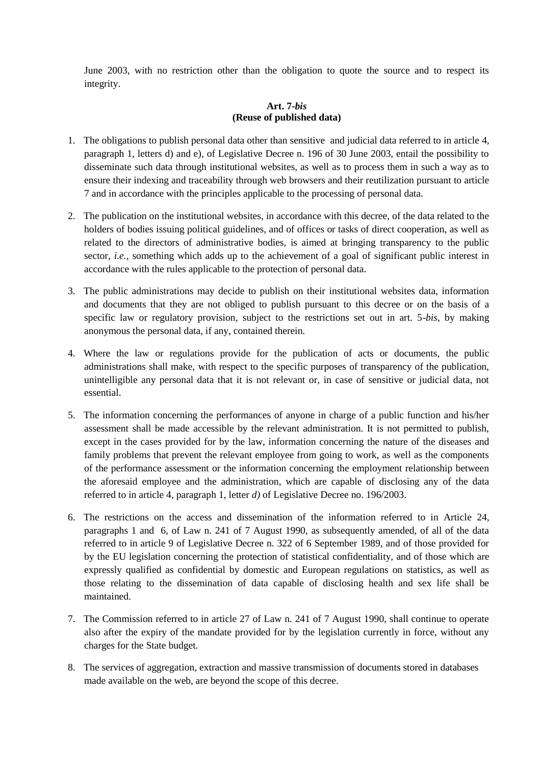June 2003, with no restriction other than the obligation to quote the source and to respect its integrity.

**Art. 7-*bis***
**(Reuse of published data)**

1. The obligations to publish personal data other than sensitive and judicial data referred to in article 4, paragraph 1, letters d) and e), of Legislative Decree n. 196 of 30 June 2003, entail the possibility to disseminate such data through institutional websites, as well as to process them in such a way as to ensure their indexing and traceability through web browsers and their reutilization pursuant to article 7 and in accordance with the principles applicable to the processing of personal data.

2. The publication on the institutional websites, in accordance with this decree, of the data related to the holders of bodies issuing political guidelines, and of offices or tasks of direct cooperation, as well as related to the directors of administrative bodies, is aimed at bringing transparency to the public sector, *i.e.*, something which adds up to the achievement of a goal of significant public interest in accordance with the rules applicable to the protection of personal data.

3. The public administrations may decide to publish on their institutional websites data, information and documents that they are not obliged to publish pursuant to this decree or on the basis of a specific law or regulatory provision, subject to the restrictions set out in art. 5-*bis*, by making anonymous the personal data, if any, contained therein.

4. Where the law or regulations provide for the publication of acts or documents, the public administrations shall make, with respect to the specific purposes of transparency of the publication, unintelligible any personal data that it is not relevant or, in case of sensitive or judicial data, not essential.

5. The information concerning the performances of anyone in charge of a public function and his/her assessment shall be made accessible by the relevant administration. It is not permitted to publish, except in the cases provided for by the law, information concerning the nature of the diseases and family problems that prevent the relevant employee from going to work, as well as the components of the performance assessment or the information concerning the employment relationship between the aforesaid employee and the administration, which are capable of disclosing any of the data referred to in article 4, paragraph 1, letter *d)* of Legislative Decree no. 196/2003.

6. The restrictions on the access and dissemination of the information referred to in Article 24, paragraphs 1 and 6, of Law n. 241 of 7 August 1990, as subsequently amended, of all of the data referred to in article 9 of Legislative Decree n. 322 of 6 September 1989, and of those provided for by the EU legislation concerning the protection of statistical confidentiality, and of those which are expressly qualified as confidential by domestic and European regulations on statistics, as well as those relating to the dissemination of data capable of disclosing health and sex life shall be maintained.

7. The Commission referred to in article 27 of Law n. 241 of 7 August 1990, shall continue to operate also after the expiry of the mandate provided for by the legislation currently in force, without any charges for the State budget.

8. The services of aggregation, extraction and massive transmission of documents stored in databases made available on the web, are beyond the scope of this decree.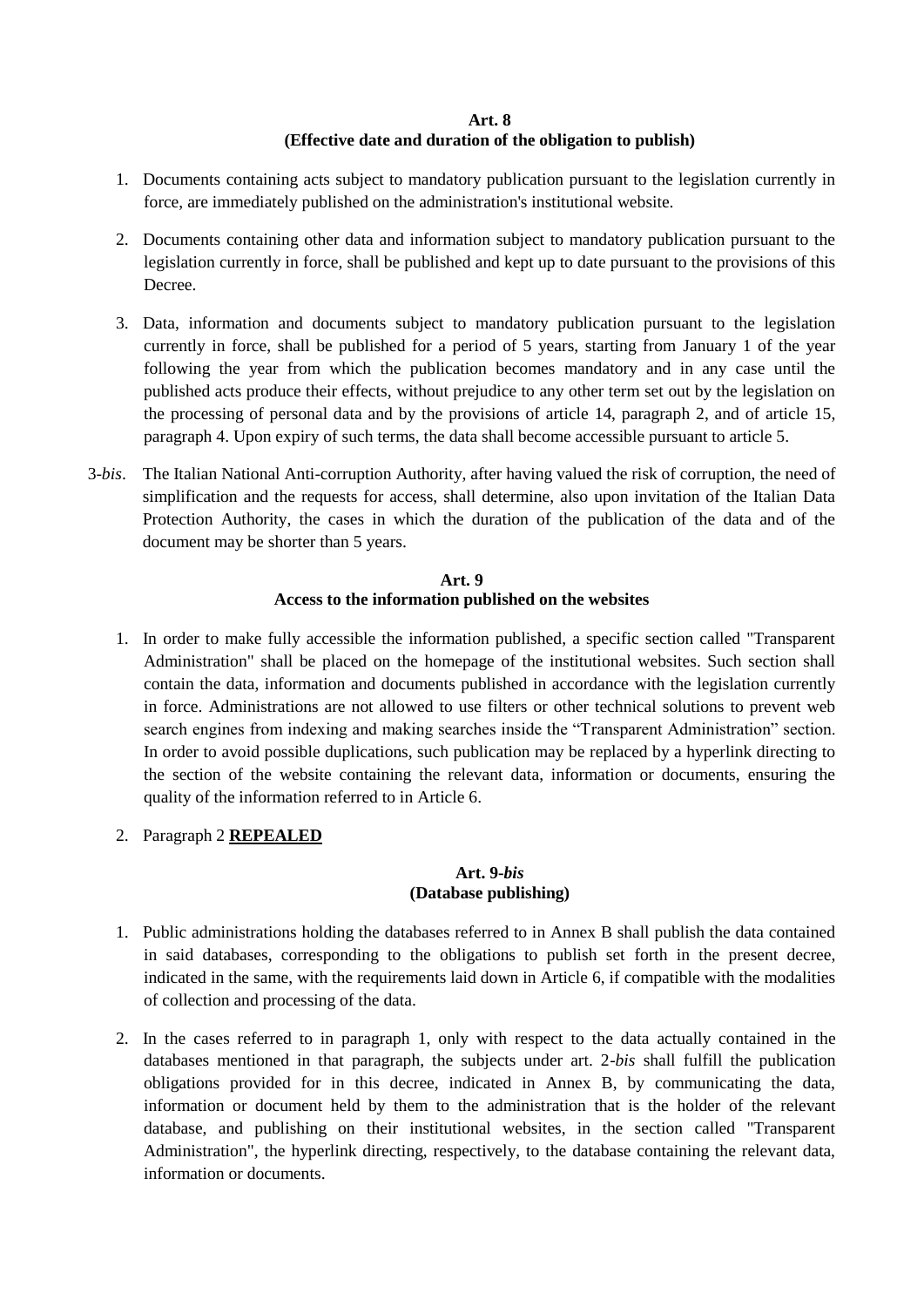**Art. 8**
**(Effective date and duration of the obligation to publish)**

1. Documents containing acts subject to mandatory publication pursuant to the legislation currently in force, are immediately published on the administration's institutional website.

2. Documents containing other data and information subject to mandatory publication pursuant to the legislation currently in force, shall be published and kept up to date pursuant to the provisions of this Decree.

3. Data, information and documents subject to mandatory publication pursuant to the legislation currently in force, shall be published for a period of 5 years, starting from January 1 of the year following the year from which the publication becomes mandatory and in any case until the published acts produce their effects, without prejudice to any other term set out by the legislation on the processing of personal data and by the provisions of article 14, paragraph 2, and of article 15, paragraph 4. Upon expiry of such terms, the data shall become accessible pursuant to article 5.

3-*bis*. The Italian National Anti-corruption Authority, after having valued the risk of corruption, the need of simplification and the requests for access, shall determine, also upon invitation of the Italian Data Protection Authority, the cases in which the duration of the publication of the data and of the document may be shorter than 5 years.

**Art. 9**
**Access to the information published on the websites**

1. In order to make fully accessible the information published, a specific section called "Transparent Administration" shall be placed on the homepage of the institutional websites. Such section shall contain the data, information and documents published in accordance with the legislation currently in force. Administrations are not allowed to use filters or other technical solutions to prevent web search engines from indexing and making searches inside the "Transparent Administration" section. In order to avoid possible duplications, such publication may be replaced by a hyperlink directing to the section of the website containing the relevant data, information or documents, ensuring the quality of the information referred to in Article 6.

2. Paragraph 2 **REPEALED**

**Art. 9-*bis***
**(Database publishing)**

1. Public administrations holding the databases referred to in Annex B shall publish the data contained in said databases, corresponding to the obligations to publish set forth in the present decree, indicated in the same, with the requirements laid down in Article 6, if compatible with the modalities of collection and processing of the data.

2. In the cases referred to in paragraph 1, only with respect to the data actually contained in the databases mentioned in that paragraph, the subjects under art. 2-*bis* shall fulfill the publication obligations provided for in this decree, indicated in Annex B, by communicating the data, information or document held by them to the administration that is the holder of the relevant database, and publishing on their institutional websites, in the section called "Transparent Administration", the hyperlink directing, respectively, to the database containing the relevant data, information or documents.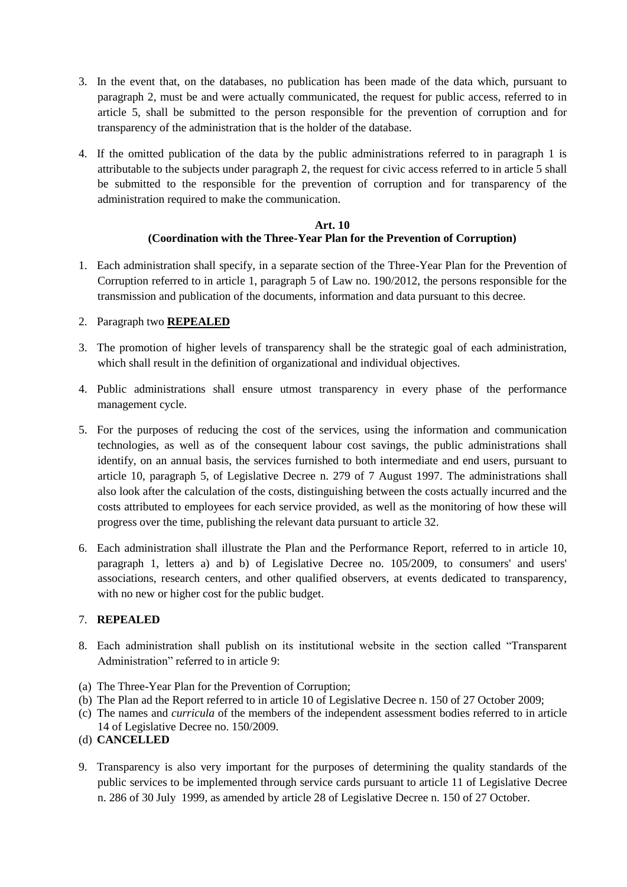3. In the event that, on the databases, no publication has been made of the data which, pursuant to paragraph 2, must be and were actually communicated, the request for public access, referred to in article 5, shall be submitted to the person responsible for the prevention of corruption and for transparency of the administration that is the holder of the database.

4. If the omitted publication of the data by the public administrations referred to in paragraph 1 is attributable to the subjects under paragraph 2, the request for civic access referred to in article 5 shall be submitted to the responsible for the prevention of corruption and for transparency of the administration required to make the communication.

**Art. 10**
**(Coordination with the Three-Year Plan for the Prevention of Corruption)**

1. Each administration shall specify, in a separate section of the Three-Year Plan for the Prevention of Corruption referred to in article 1, paragraph 5 of Law no. 190/2012, the persons responsible for the transmission and publication of the documents, information and data pursuant to this decree.

2. Paragraph two **REPEALED**

3. The promotion of higher levels of transparency shall be the strategic goal of each administration, which shall result in the definition of organizational and individual objectives.

4. Public administrations shall ensure utmost transparency in every phase of the performance management cycle.

5. For the purposes of reducing the cost of the services, using the information and communication technologies, as well as of the consequent labour cost savings, the public administrations shall identify, on an annual basis, the services furnished to both intermediate and end users, pursuant to article 10, paragraph 5, of Legislative Decree n. 279 of 7 August 1997. The administrations shall also look after the calculation of the costs, distinguishing between the costs actually incurred and the costs attributed to employees for each service provided, as well as the monitoring of how these will progress over the time, publishing the relevant data pursuant to article 32.

6. Each administration shall illustrate the Plan and the Performance Report, referred to in article 10, paragraph 1, letters a) and b) of Legislative Decree no. 105/2009, to consumers' and users' associations, research centers, and other qualified observers, at events dedicated to transparency, with no new or higher cost for the public budget.

7. **REPEALED**

8. Each administration shall publish on its institutional website in the section called "Transparent Administration" referred to in article 9:

(a) The Three-Year Plan for the Prevention of Corruption;
(b) The Plan ad the Report referred to in article 10 of Legislative Decree n. 150 of 27 October 2009;
(c) The names and *curricula* of the members of the independent assessment bodies referred to in article 14 of Legislative Decree no. 150/2009.
(d) **CANCELLED**

9. Transparency is also very important for the purposes of determining the quality standards of the public services to be implemented through service cards pursuant to article 11 of Legislative Decree n. 286 of 30 July 1999, as amended by article 28 of Legislative Decree n. 150 of 27 October.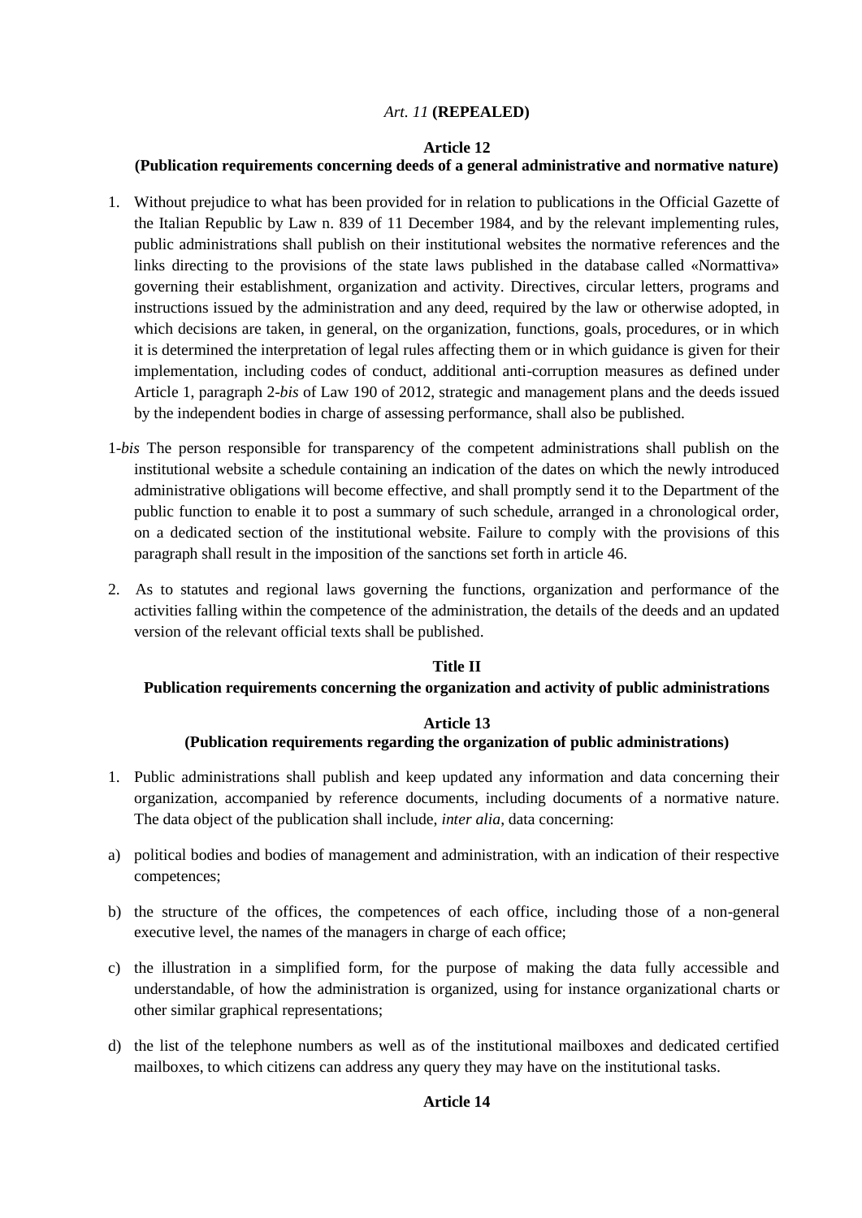*Art. 11* **(REPEALED)**

**Article 12**

**(Publication requirements concerning deeds of a general administrative and normative nature)**

1. Without prejudice to what has been provided for in relation to publications in the Official Gazette of the Italian Republic by Law n. 839 of 11 December 1984, and by the relevant implementing rules, public administrations shall publish on their institutional websites the normative references and the links directing to the provisions of the state laws published in the database called «Normattiva» governing their establishment, organization and activity. Directives, circular letters, programs and instructions issued by the administration and any deed, required by the law or otherwise adopted, in which decisions are taken, in general, on the organization, functions, goals, procedures, or in which it is determined the interpretation of legal rules affecting them or in which guidance is given for their implementation, including codes of conduct, additional anti-corruption measures as defined under Article 1, paragraph 2-*bis* of Law 190 of 2012, strategic and management plans and the deeds issued by the independent bodies in charge of assessing performance, shall also be published.

1-*bis* The person responsible for transparency of the competent administrations shall publish on the institutional website a schedule containing an indication of the dates on which the newly introduced administrative obligations will become effective, and shall promptly send it to the Department of the public function to enable it to post a summary of such schedule, arranged in a chronological order, on a dedicated section of the institutional website. Failure to comply with the provisions of this paragraph shall result in the imposition of the sanctions set forth in article 46.

2. As to statutes and regional laws governing the functions, organization and performance of the activities falling within the competence of the administration, the details of the deeds and an updated version of the relevant official texts shall be published.

## Title II

## Publication requirements concerning the organization and activity of public administrations

**Article 13**

**(Publication requirements regarding the organization of public administrations)**

1. Public administrations shall publish and keep updated any information and data concerning their organization, accompanied by reference documents, including documents of a normative nature. The data object of the publication shall include, *inter alia*, data concerning:

a) political bodies and bodies of management and administration, with an indication of their respective competences;

b) the structure of the offices, the competences of each office, including those of a non-general executive level, the names of the managers in charge of each office;

c) the illustration in a simplified form, for the purpose of making the data fully accessible and understandable, of how the administration is organized, using for instance organizational charts or other similar graphical representations;

d) the list of the telephone numbers as well as of the institutional mailboxes and dedicated certified mailboxes, to which citizens can address any query they may have on the institutional tasks.

**Article 14**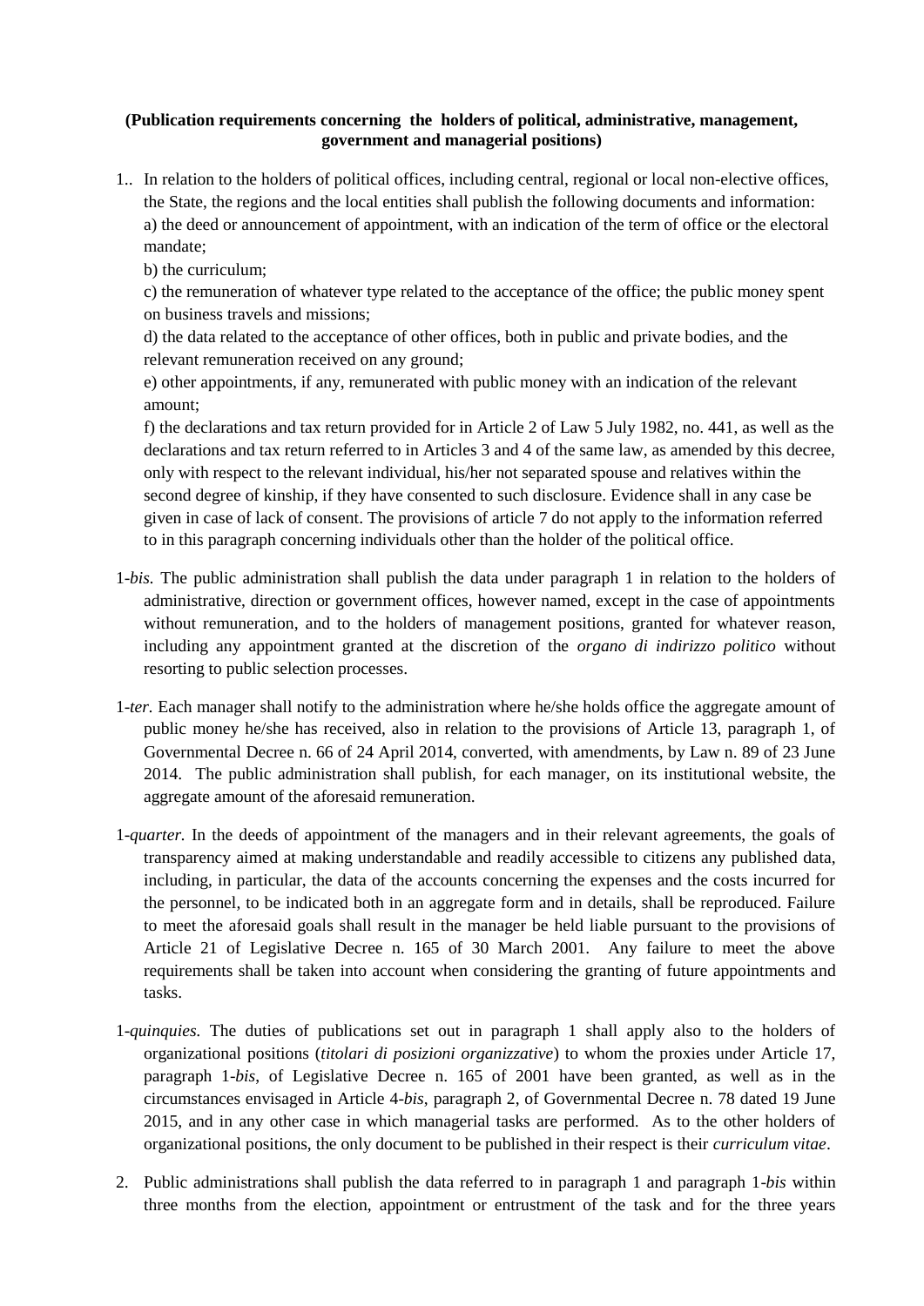**(Publication requirements concerning the holders of political, administrative, management, government and managerial positions)**

1.. In relation to the holders of political offices, including central, regional or local non-elective offices, the State, the regions and the local entities shall publish the following documents and information:
   a) the deed or announcement of appointment, with an indication of the term of office or the electoral mandate;
   b) the curriculum;
   c) the remuneration of whatever type related to the acceptance of the office; the public money spent on business travels and missions;
   d) the data related to the acceptance of other offices, both in public and private bodies, and the relevant remuneration received on any ground;
   e) other appointments, if any, remunerated with public money with an indication of the relevant amount;
   f) the declarations and tax return provided for in Article 2 of Law 5 July 1982, no. 441, as well as the declarations and tax return referred to in Articles 3 and 4 of the same law, as amended by this decree, only with respect to the relevant individual, his/her not separated spouse and relatives within the second degree of kinship, if they have consented to such disclosure. Evidence shall in any case be given in case of lack of consent. The provisions of article 7 do not apply to the information referred to in this paragraph concerning individuals other than the holder of the political office.

1-*bis.* The public administration shall publish the data under paragraph 1 in relation to the holders of administrative, direction or government offices, however named, except in the case of appointments without remuneration, and to the holders of management positions, granted for whatever reason, including any appointment granted at the discretion of the *organo di indirizzo politico* without resorting to public selection processes.

1-*ter.* Each manager shall notify to the administration where he/she holds office the aggregate amount of public money he/she has received, also in relation to the provisions of Article 13, paragraph 1, of Governmental Decree n. 66 of 24 April 2014, converted, with amendments, by Law n. 89 of 23 June 2014. The public administration shall publish, for each manager, on its institutional website, the aggregate amount of the aforesaid remuneration.

1-*quarter.* In the deeds of appointment of the managers and in their relevant agreements, the goals of transparency aimed at making understandable and readily accessible to citizens any published data, including, in particular, the data of the accounts concerning the expenses and the costs incurred for the personnel, to be indicated both in an aggregate form and in details, shall be reproduced. Failure to meet the aforesaid goals shall result in the manager be held liable pursuant to the provisions of Article 21 of Legislative Decree n. 165 of 30 March 2001. Any failure to meet the above requirements shall be taken into account when considering the granting of future appointments and tasks.

1-*quinquies.* The duties of publications set out in paragraph 1 shall apply also to the holders of organizational positions (*titolari di posizioni organizzative*) to whom the proxies under Article 17, paragraph 1-*bis*, of Legislative Decree n. 165 of 2001 have been granted, as well as in the circumstances envisaged in Article 4-*bis*, paragraph 2, of Governmental Decree n. 78 dated 19 June 2015, and in any other case in which managerial tasks are performed. As to the other holders of organizational positions, the only document to be published in their respect is their *curriculum vitae*.

2. Public administrations shall publish the data referred to in paragraph 1 and paragraph 1-*bis* within three months from the election, appointment or entrustment of the task and for the three years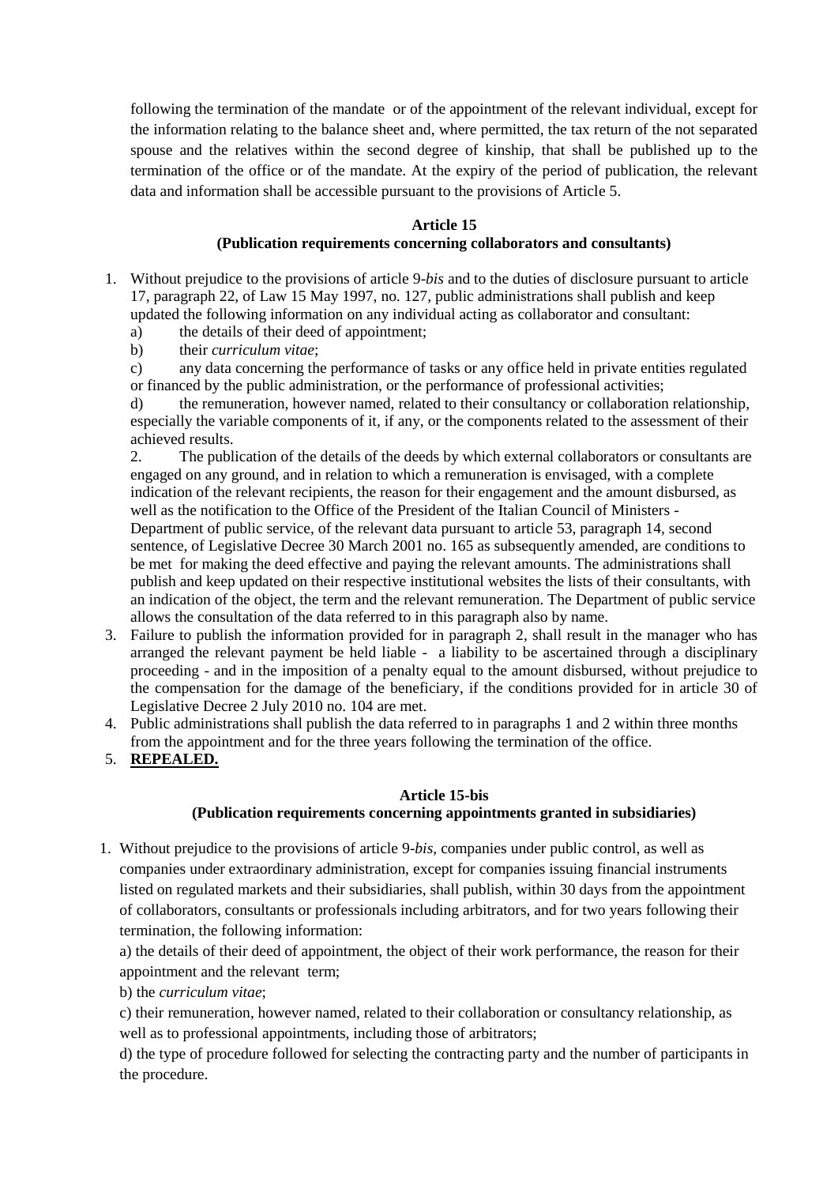following the termination of the mandate or of the appointment of the relevant individual, except for the information relating to the balance sheet and, where permitted, the tax return of the not separated spouse and the relatives within the second degree of kinship, that shall be published up to the termination of the office or of the mandate. At the expiry of the period of publication, the relevant data and information shall be accessible pursuant to the provisions of Article 5.

**Article 15**
**(Publication requirements concerning collaborators and consultants)**

1. Without prejudice to the provisions of article 9-*bis* and to the duties of disclosure pursuant to article 17, paragraph 22, of Law 15 May 1997, no. 127, public administrations shall publish and keep updated the following information on any individual acting as collaborator and consultant:
   a) the details of their deed of appointment;
   b) their *curriculum vitae*;
   c) any data concerning the performance of tasks or any office held in private entities regulated or financed by the public administration, or the performance of professional activities;
   d) the remuneration, however named, related to their consultancy or collaboration relationship, especially the variable components of it, if any, or the components related to the assessment of their achieved results.
2. The publication of the details of the deeds by which external collaborators or consultants are engaged on any ground, and in relation to which a remuneration is envisaged, with a complete indication of the relevant recipients, the reason for their engagement and the amount disbursed, as well as the notification to the Office of the President of the Italian Council of Ministers - Department of public service, of the relevant data pursuant to article 53, paragraph 14, second sentence, of Legislative Decree 30 March 2001 no. 165 as subsequently amended, are conditions to be met for making the deed effective and paying the relevant amounts. The administrations shall publish and keep updated on their respective institutional websites the lists of their consultants, with an indication of the object, the term and the relevant remuneration. The Department of public service allows the consultation of the data referred to in this paragraph also by name.
3. Failure to publish the information provided for in paragraph 2, shall result in the manager who has arranged the relevant payment be held liable - a liability to be ascertained through a disciplinary proceeding - and in the imposition of a penalty equal to the amount disbursed, without prejudice to the compensation for the damage of the beneficiary, if the conditions provided for in article 30 of Legislative Decree 2 July 2010 no. 104 are met.
4. Public administrations shall publish the data referred to in paragraphs 1 and 2 within three months from the appointment and for the three years following the termination of the office.
5. **REPEALED.**

**Article 15-bis**
**(Publication requirements concerning appointments granted in subsidiaries)**

1. Without prejudice to the provisions of article 9-*bis*, companies under public control, as well as companies under extraordinary administration, except for companies issuing financial instruments listed on regulated markets and their subsidiaries, shall publish, within 30 days from the appointment of collaborators, consultants or professionals including arbitrators, and for two years following their termination, the following information:

   a) the details of their deed of appointment, the object of their work performance, the reason for their appointment and the relevant term;

   b) the *curriculum vitae*;

   c) their remuneration, however named, related to their collaboration or consultancy relationship, as well as to professional appointments, including those of arbitrators;

   d) the type of procedure followed for selecting the contracting party and the number of participants in the procedure.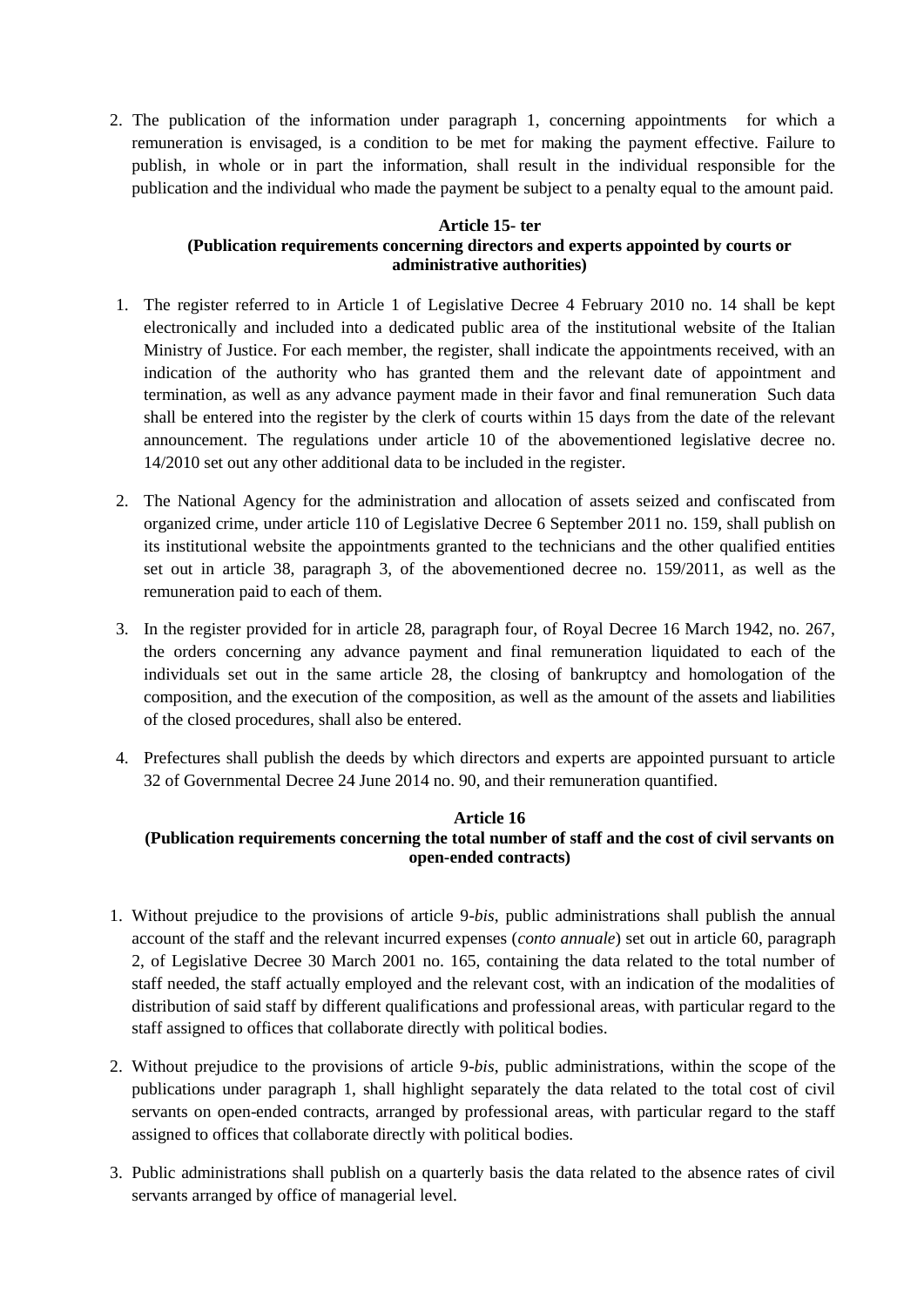2. The publication of the information under paragraph 1, concerning appointments for which a remuneration is envisaged, is a condition to be met for making the payment effective. Failure to publish, in whole or in part the information, shall result in the individual responsible for the publication and the individual who made the payment be subject to a penalty equal to the amount paid.

**Article 15- ter**
**(Publication requirements concerning directors and experts appointed by courts or administrative authorities)**

1. The register referred to in Article 1 of Legislative Decree 4 February 2010 no. 14 shall be kept electronically and included into a dedicated public area of the institutional website of the Italian Ministry of Justice. For each member, the register, shall indicate the appointments received, with an indication of the authority who has granted them and the relevant date of appointment and termination, as well as any advance payment made in their favor and final remuneration Such data shall be entered into the register by the clerk of courts within 15 days from the date of the relevant announcement. The regulations under article 10 of the abovementioned legislative decree no. 14/2010 set out any other additional data to be included in the register.

2. The National Agency for the administration and allocation of assets seized and confiscated from organized crime, under article 110 of Legislative Decree 6 September 2011 no. 159, shall publish on its institutional website the appointments granted to the technicians and the other qualified entities set out in article 38, paragraph 3, of the abovementioned decree no. 159/2011, as well as the remuneration paid to each of them.

3. In the register provided for in article 28, paragraph four, of Royal Decree 16 March 1942, no. 267, the orders concerning any advance payment and final remuneration liquidated to each of the individuals set out in the same article 28, the closing of bankruptcy and homologation of the composition, and the execution of the composition, as well as the amount of the assets and liabilities of the closed procedures, shall also be entered.

4. Prefectures shall publish the deeds by which directors and experts are appointed pursuant to article 32 of Governmental Decree 24 June 2014 no. 90, and their remuneration quantified.

**Article 16**
**(Publication requirements concerning the total number of staff and the cost of civil servants on open-ended contracts)**

1. Without prejudice to the provisions of article 9-*bis*, public administrations shall publish the annual account of the staff and the relevant incurred expenses (*conto annuale*) set out in article 60, paragraph 2, of Legislative Decree 30 March 2001 no. 165, containing the data related to the total number of staff needed, the staff actually employed and the relevant cost, with an indication of the modalities of distribution of said staff by different qualifications and professional areas, with particular regard to the staff assigned to offices that collaborate directly with political bodies.

2. Without prejudice to the provisions of article 9-*bis*, public administrations, within the scope of the publications under paragraph 1, shall highlight separately the data related to the total cost of civil servants on open-ended contracts, arranged by professional areas, with particular regard to the staff assigned to offices that collaborate directly with political bodies.

3. Public administrations shall publish on a quarterly basis the data related to the absence rates of civil servants arranged by office of managerial level.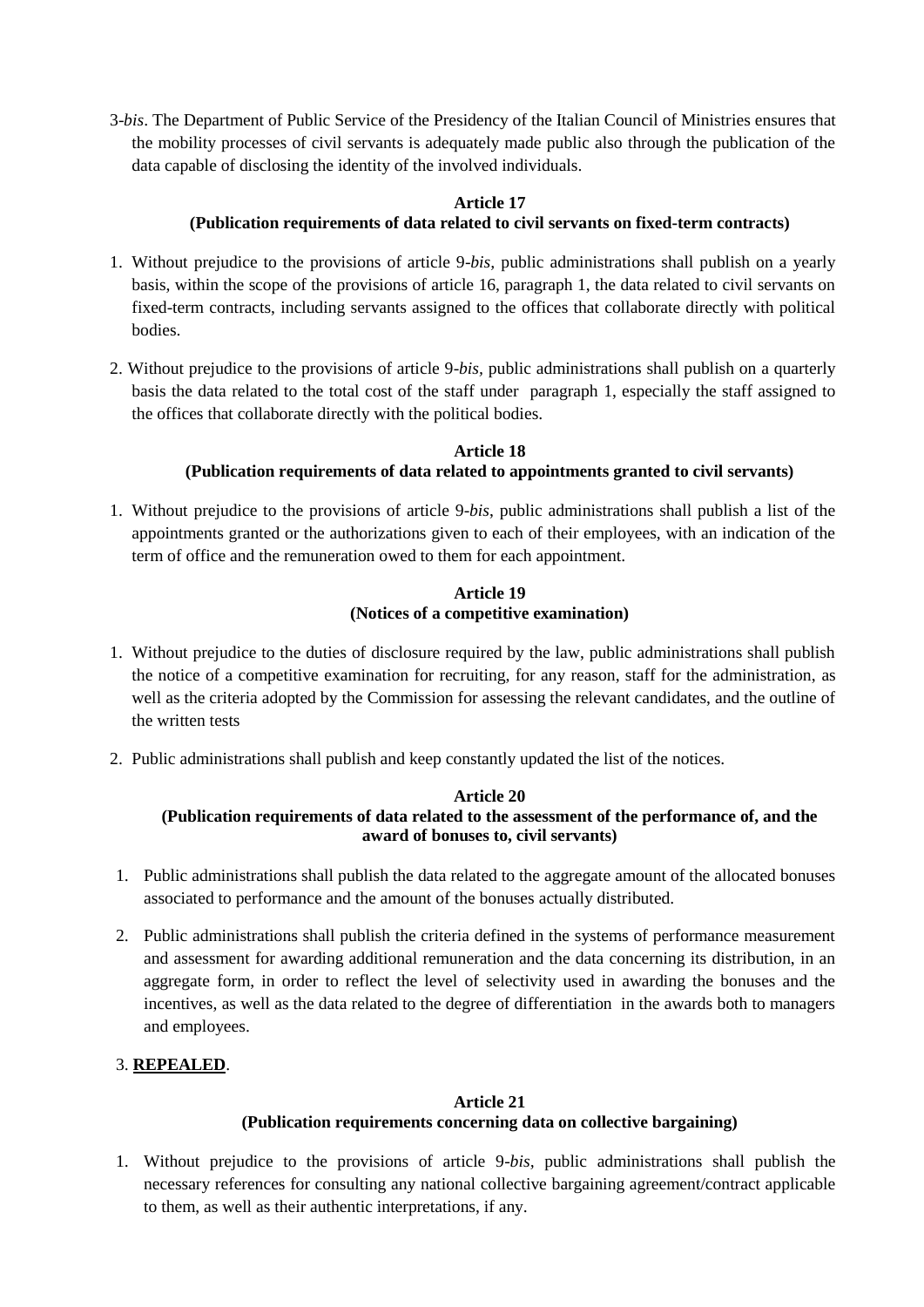3-*bis*. The Department of Public Service of the Presidency of the Italian Council of Ministries ensures that the mobility processes of civil servants is adequately made public also through the publication of the data capable of disclosing the identity of the involved individuals.

### Article 17
### (Publication requirements of data related to civil servants on fixed-term contracts)

1. Without prejudice to the provisions of article 9-*bis*, public administrations shall publish on a yearly basis, within the scope of the provisions of article 16, paragraph 1, the data related to civil servants on fixed-term contracts, including servants assigned to the offices that collaborate directly with political bodies.

2. Without prejudice to the provisions of article 9-*bis*, public administrations shall publish on a quarterly basis the data related to the total cost of the staff under paragraph 1, especially the staff assigned to the offices that collaborate directly with the political bodies.

### Article 18
### (Publication requirements of data related to appointments granted to civil servants)

1. Without prejudice to the provisions of article 9-*bis*, public administrations shall publish a list of the appointments granted or the authorizations given to each of their employees, with an indication of the term of office and the remuneration owed to them for each appointment.

### Article 19
### (Notices of a competitive examination)

1. Without prejudice to the duties of disclosure required by the law, public administrations shall publish the notice of a competitive examination for recruiting, for any reason, staff for the administration, as well as the criteria adopted by the Commission for assessing the relevant candidates, and the outline of the written tests

2. Public administrations shall publish and keep constantly updated the list of the notices.

### Article 20
### (Publication requirements of data related to the assessment of the performance of, and the award of bonuses to, civil servants)

1. Public administrations shall publish the data related to the aggregate amount of the allocated bonuses associated to performance and the amount of the bonuses actually distributed.

2. Public administrations shall publish the criteria defined in the systems of performance measurement and assessment for awarding additional remuneration and the data concerning its distribution, in an aggregate form, in order to reflect the level of selectivity used in awarding the bonuses and the incentives, as well as the data related to the degree of differentiation in the awards both to managers and employees.

3. **REPEALED**.

### Article 21
### (Publication requirements concerning data on collective bargaining)

1. Without prejudice to the provisions of article 9-*bis*, public administrations shall publish the necessary references for consulting any national collective bargaining agreement/contract applicable to them, as well as their authentic interpretations, if any.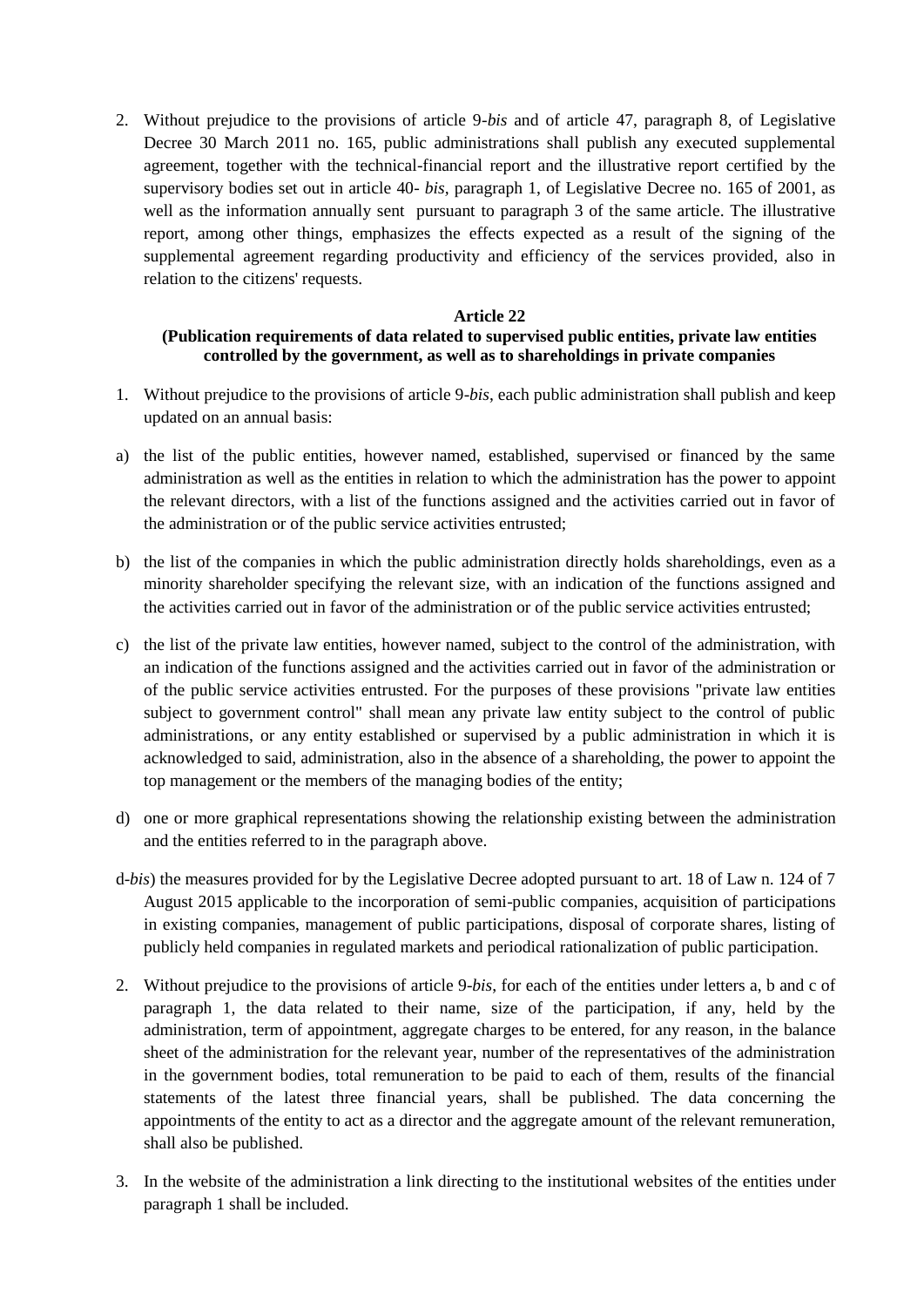2. Without prejudice to the provisions of article 9-*bis* and of article 47, paragraph 8, of Legislative Decree 30 March 2011 no. 165, public administrations shall publish any executed supplemental agreement, together with the technical-financial report and the illustrative report certified by the supervisory bodies set out in article 40- *bis*, paragraph 1, of Legislative Decree no. 165 of 2001, as well as the information annually sent pursuant to paragraph 3 of the same article. The illustrative report, among other things, emphasizes the effects expected as a result of the signing of the supplemental agreement regarding productivity and efficiency of the services provided, also in relation to the citizens' requests.

**Article 22**
**(Publication requirements of data related to supervised public entities, private law entities controlled by the government, as well as to shareholdings in private companies**

1. Without prejudice to the provisions of article 9-*bis*, each public administration shall publish and keep updated on an annual basis:

a) the list of the public entities, however named, established, supervised or financed by the same administration as well as the entities in relation to which the administration has the power to appoint the relevant directors, with a list of the functions assigned and the activities carried out in favor of the administration or of the public service activities entrusted;

b) the list of the companies in which the public administration directly holds shareholdings, even as a minority shareholder specifying the relevant size, with an indication of the functions assigned and the activities carried out in favor of the administration or of the public service activities entrusted;

c) the list of the private law entities, however named, subject to the control of the administration, with an indication of the functions assigned and the activities carried out in favor of the administration or of the public service activities entrusted. For the purposes of these provisions "private law entities subject to government control" shall mean any private law entity subject to the control of public administrations, or any entity established or supervised by a public administration in which it is acknowledged to said, administration, also in the absence of a shareholding, the power to appoint the top management or the members of the managing bodies of the entity;

d) one or more graphical representations showing the relationship existing between the administration and the entities referred to in the paragraph above.

d-*bis*) the measures provided for by the Legislative Decree adopted pursuant to art. 18 of Law n. 124 of 7 August 2015 applicable to the incorporation of semi-public companies, acquisition of participations in existing companies, management of public participations, disposal of corporate shares, listing of publicly held companies in regulated markets and periodical rationalization of public participation.

2. Without prejudice to the provisions of article 9-*bis*, for each of the entities under letters a, b and c of paragraph 1, the data related to their name, size of the participation, if any, held by the administration, term of appointment, aggregate charges to be entered, for any reason, in the balance sheet of the administration for the relevant year, number of the representatives of the administration in the government bodies, total remuneration to be paid to each of them, results of the financial statements of the latest three financial years, shall be published. The data concerning the appointments of the entity to act as a director and the aggregate amount of the relevant remuneration, shall also be published.

3. In the website of the administration a link directing to the institutional websites of the entities under paragraph 1 shall be included.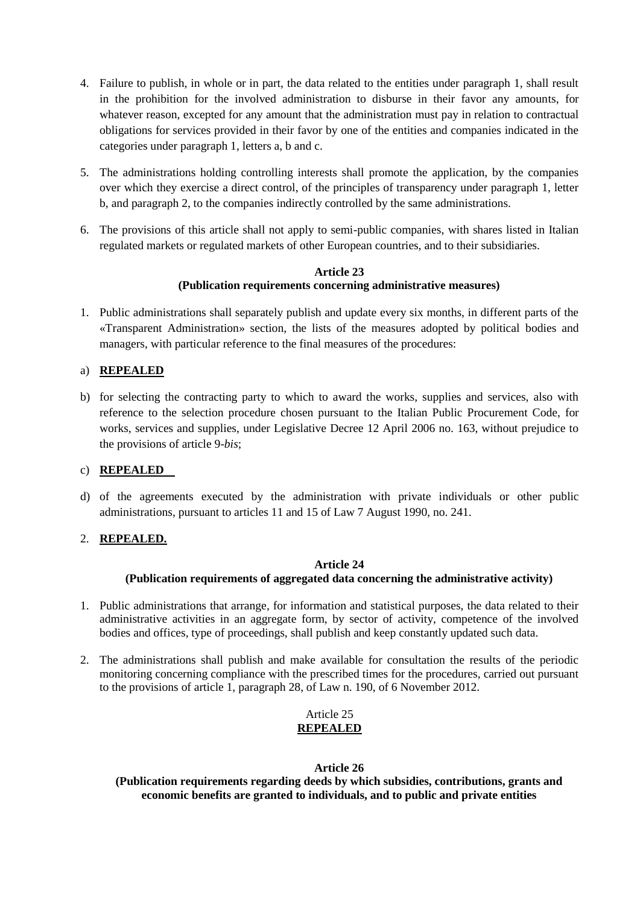4. Failure to publish, in whole or in part, the data related to the entities under paragraph 1, shall result in the prohibition for the involved administration to disburse in their favor any amounts, for whatever reason, excepted for any amount that the administration must pay in relation to contractual obligations for services provided in their favor by one of the entities and companies indicated in the categories under paragraph 1, letters a, b and c.

5. The administrations holding controlling interests shall promote the application, by the companies over which they exercise a direct control, of the principles of transparency under paragraph 1, letter b, and paragraph 2, to the companies indirectly controlled by the same administrations.

6. The provisions of this article shall not apply to semi-public companies, with shares listed in Italian regulated markets or regulated markets of other European countries, and to their subsidiaries.

**Article 23**
**(Publication requirements concerning administrative measures)**

1. Public administrations shall separately publish and update every six months, in different parts of the «Transparent Administration» section, the lists of the measures adopted by political bodies and managers, with particular reference to the final measures of the procedures:

a) **REPEALED**

b) for selecting the contracting party to which to award the works, supplies and services, also with reference to the selection procedure chosen pursuant to the Italian Public Procurement Code, for works, services and supplies, under Legislative Decree 12 April 2006 no. 163, without prejudice to the provisions of article 9-*bis*;

c) **REPEALED**

d) of the agreements executed by the administration with private individuals or other public administrations, pursuant to articles 11 and 15 of Law 7 August 1990, no. 241.

2. **REPEALED.**

**Article 24**
**(Publication requirements of aggregated data concerning the administrative activity)**

1. Public administrations that arrange, for information and statistical purposes, the data related to their administrative activities in an aggregate form, by sector of activity, competence of the involved bodies and offices, type of proceedings, shall publish and keep constantly updated such data.

2. The administrations shall publish and make available for consultation the results of the periodic monitoring concerning compliance with the prescribed times for the procedures, carried out pursuant to the provisions of article 1, paragraph 28, of Law n. 190, of 6 November 2012.

Article 25
**REPEALED**

**Article 26**
**(Publication requirements regarding deeds by which subsidies, contributions, grants and economic benefits are granted to individuals, and to public and private entities**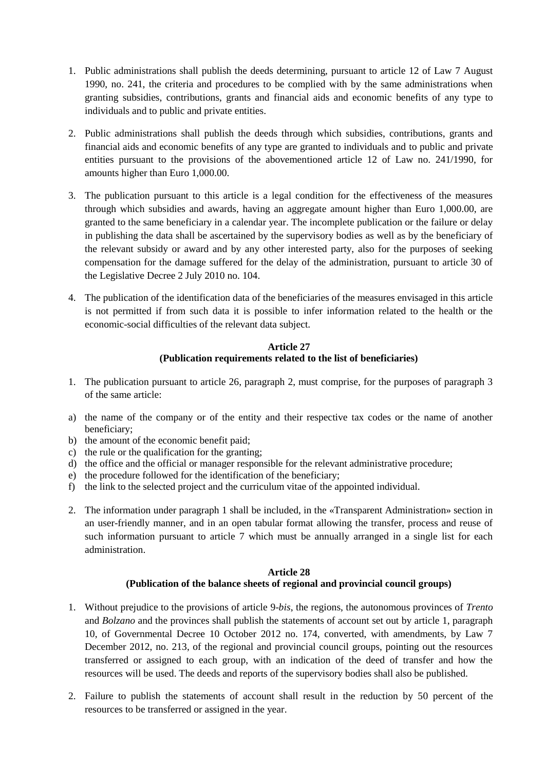1. Public administrations shall publish the deeds determining, pursuant to article 12 of Law 7 August 1990, no. 241, the criteria and procedures to be complied with by the same administrations when granting subsidies, contributions, grants and financial aids and economic benefits of any type to individuals and to public and private entities.

2. Public administrations shall publish the deeds through which subsidies, contributions, grants and financial aids and economic benefits of any type are granted to individuals and to public and private entities pursuant to the provisions of the abovementioned article 12 of Law no. 241/1990, for amounts higher than Euro 1,000.00.

3. The publication pursuant to this article is a legal condition for the effectiveness of the measures through which subsidies and awards, having an aggregate amount higher than Euro 1,000.00, are granted to the same beneficiary in a calendar year. The incomplete publication or the failure or delay in publishing the data shall be ascertained by the supervisory bodies as well as by the beneficiary of the relevant subsidy or award and by any other interested party, also for the purposes of seeking compensation for the damage suffered for the delay of the administration, pursuant to article 30 of the Legislative Decree 2 July 2010 no. 104.

4. The publication of the identification data of the beneficiaries of the measures envisaged in this article is not permitted if from such data it is possible to infer information related to the health or the economic-social difficulties of the relevant data subject.

**Article 27**
**(Publication requirements related to the list of beneficiaries)**

1. The publication pursuant to article 26, paragraph 2, must comprise, for the purposes of paragraph 3 of the same article:

a) the name of the company or of the entity and their respective tax codes or the name of another beneficiary;
b) the amount of the economic benefit paid;
c) the rule or the qualification for the granting;
d) the office and the official or manager responsible for the relevant administrative procedure;
e) the procedure followed for the identification of the beneficiary;
f) the link to the selected project and the curriculum vitae of the appointed individual.

2. The information under paragraph 1 shall be included, in the «Transparent Administration» section in an user-friendly manner, and in an open tabular format allowing the transfer, process and reuse of such information pursuant to article 7 which must be annually arranged in a single list for each administration.

**Article 28**
**(Publication of the balance sheets of regional and provincial council groups)**

1. Without prejudice to the provisions of article 9-*bis*, the regions, the autonomous provinces of *Trento* and *Bolzano* and the provinces shall publish the statements of account set out by article 1, paragraph 10, of Governmental Decree 10 October 2012 no. 174, converted, with amendments, by Law 7 December 2012, no. 213, of the regional and provincial council groups, pointing out the resources transferred or assigned to each group, with an indication of the deed of transfer and how the resources will be used. The deeds and reports of the supervisory bodies shall also be published.

2. Failure to publish the statements of account shall result in the reduction by 50 percent of the resources to be transferred or assigned in the year.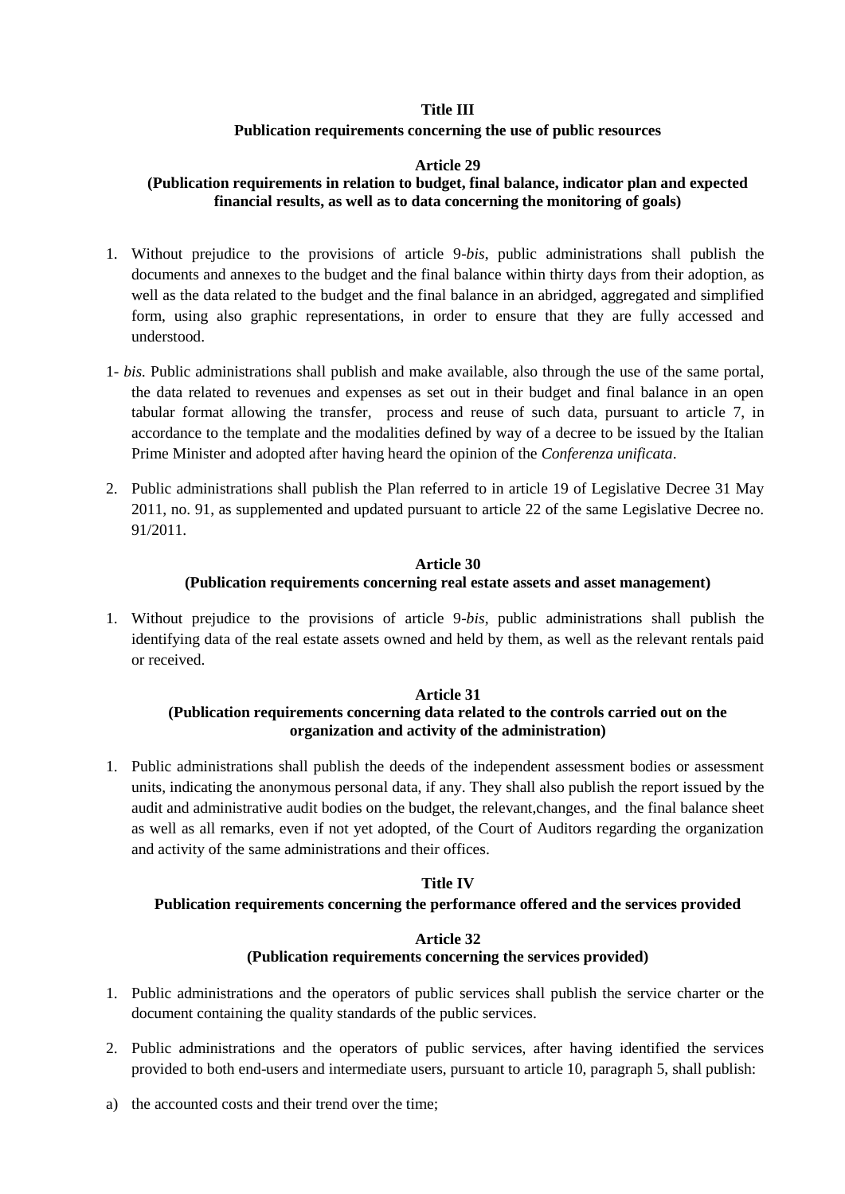**Title III**

**Publication requirements concerning the use of public resources**

**Article 29**

**(Publication requirements in relation to budget, final balance, indicator plan and expected financial results, as well as to data concerning the monitoring of goals)**

1. Without prejudice to the provisions of article 9-*bis*, public administrations shall publish the documents and annexes to the budget and the final balance within thirty days from their adoption, as well as the data related to the budget and the final balance in an abridged, aggregated and simplified form, using also graphic representations, in order to ensure that they are fully accessed and understood.

1- *bis.* Public administrations shall publish and make available, also through the use of the same portal, the data related to revenues and expenses as set out in their budget and final balance in an open tabular format allowing the transfer, process and reuse of such data, pursuant to article 7, in accordance to the template and the modalities defined by way of a decree to be issued by the Italian Prime Minister and adopted after having heard the opinion of the *Conferenza unificata*.

2. Public administrations shall publish the Plan referred to in article 19 of Legislative Decree 31 May 2011, no. 91, as supplemented and updated pursuant to article 22 of the same Legislative Decree no. 91/2011.

**Article 30**

**(Publication requirements concerning real estate assets and asset management)**

1. Without prejudice to the provisions of article 9-*bis*, public administrations shall publish the identifying data of the real estate assets owned and held by them, as well as the relevant rentals paid or received.

**Article 31**

**(Publication requirements concerning data related to the controls carried out on the organization and activity of the administration)**

1. Public administrations shall publish the deeds of the independent assessment bodies or assessment units, indicating the anonymous personal data, if any. They shall also publish the report issued by the audit and administrative audit bodies on the budget, the relevant,changes, and the final balance sheet as well as all remarks, even if not yet adopted, of the Court of Auditors regarding the organization and activity of the same administrations and their offices.

**Title IV**

**Publication requirements concerning the performance offered and the services provided**

**Article 32**

**(Publication requirements concerning the services provided)**

1. Public administrations and the operators of public services shall publish the service charter or the document containing the quality standards of the public services.

2. Public administrations and the operators of public services, after having identified the services provided to both end-users and intermediate users, pursuant to article 10, paragraph 5, shall publish:

a) the accounted costs and their trend over the time;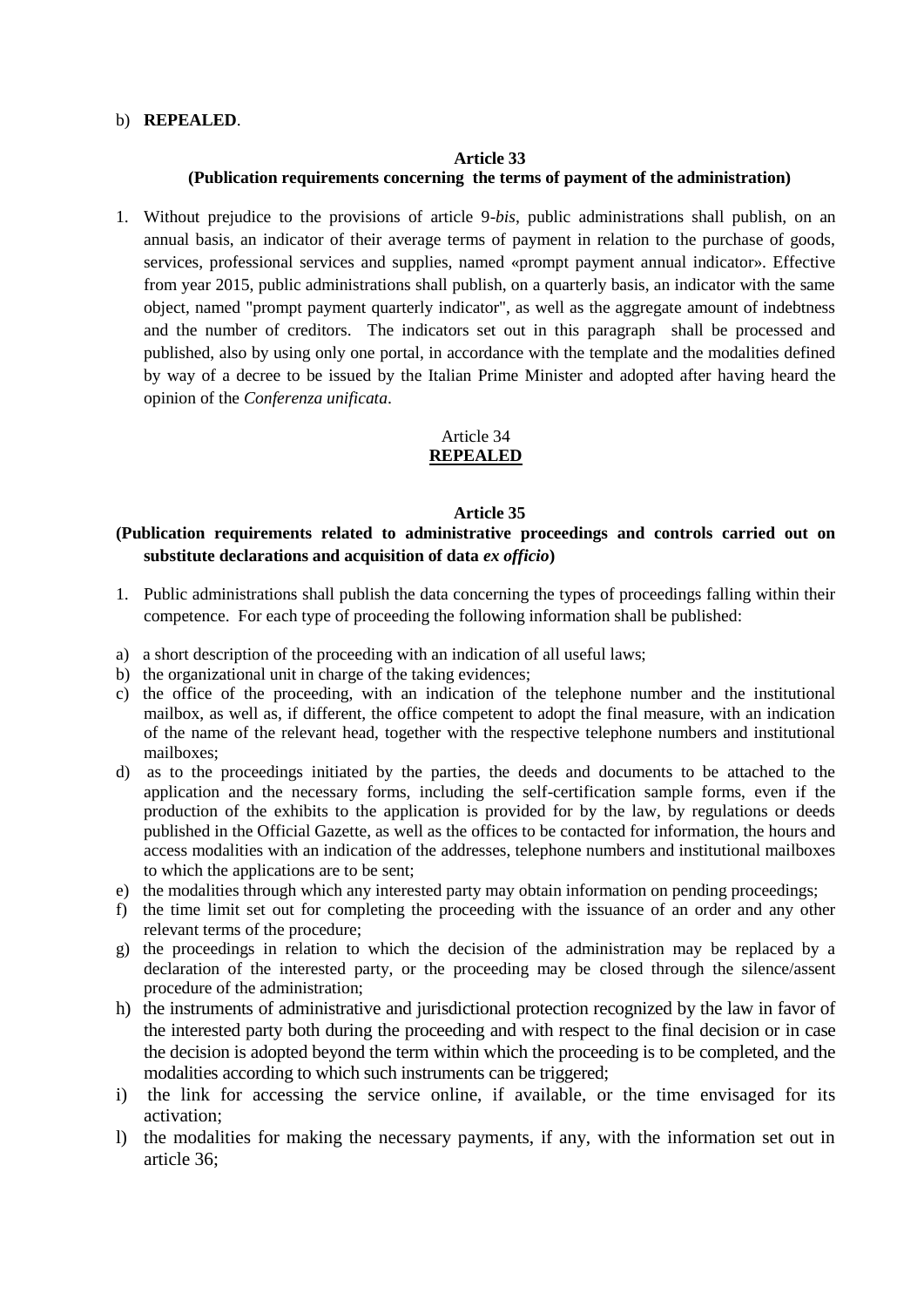b) **REPEALED**.

### Article 33
### (Publication requirements concerning the terms of payment of the administration)

1. Without prejudice to the provisions of article 9-*bis*, public administrations shall publish, on an annual basis, an indicator of their average terms of payment in relation to the purchase of goods, services, professional services and supplies, named «prompt payment annual indicator». Effective from year 2015, public administrations shall publish, on a quarterly basis, an indicator with the same object, named "prompt payment quarterly indicator", as well as the aggregate amount of indebtness and the number of creditors. The indicators set out in this paragraph shall be processed and published, also by using only one portal, in accordance with the template and the modalities defined by way of a decree to be issued by the Italian Prime Minister and adopted after having heard the opinion of the *Conferenza unificata*.

### Article 34
### **REPEALED**

### Article 35
### (Publication requirements related to administrative proceedings and controls carried out on substitute declarations and acquisition of data *ex officio*)

1. Public administrations shall publish the data concerning the types of proceedings falling within their competence. For each type of proceeding the following information shall be published:

a) a short description of the proceeding with an indication of all useful laws;
b) the organizational unit in charge of the taking evidences;
c) the office of the proceeding, with an indication of the telephone number and the institutional mailbox, as well as, if different, the office competent to adopt the final measure, with an indication of the name of the relevant head, together with the respective telephone numbers and institutional mailboxes;
d) as to the proceedings initiated by the parties, the deeds and documents to be attached to the application and the necessary forms, including the self-certification sample forms, even if the production of the exhibits to the application is provided for by the law, by regulations or deeds published in the Official Gazette, as well as the offices to be contacted for information, the hours and access modalities with an indication of the addresses, telephone numbers and institutional mailboxes to which the applications are to be sent;
e) the modalities through which any interested party may obtain information on pending proceedings;
f) the time limit set out for completing the proceeding with the issuance of an order and any other relevant terms of the procedure;
g) the proceedings in relation to which the decision of the administration may be replaced by a declaration of the interested party, or the proceeding may be closed through the silence/assent procedure of the administration;
h) the instruments of administrative and jurisdictional protection recognized by the law in favor of the interested party both during the proceeding and with respect to the final decision or in case the decision is adopted beyond the term within which the proceeding is to be completed, and the modalities according to which such instruments can be triggered;
i) the link for accessing the service online, if available, or the time envisaged for its activation;
l) the modalities for making the necessary payments, if any, with the information set out in article 36;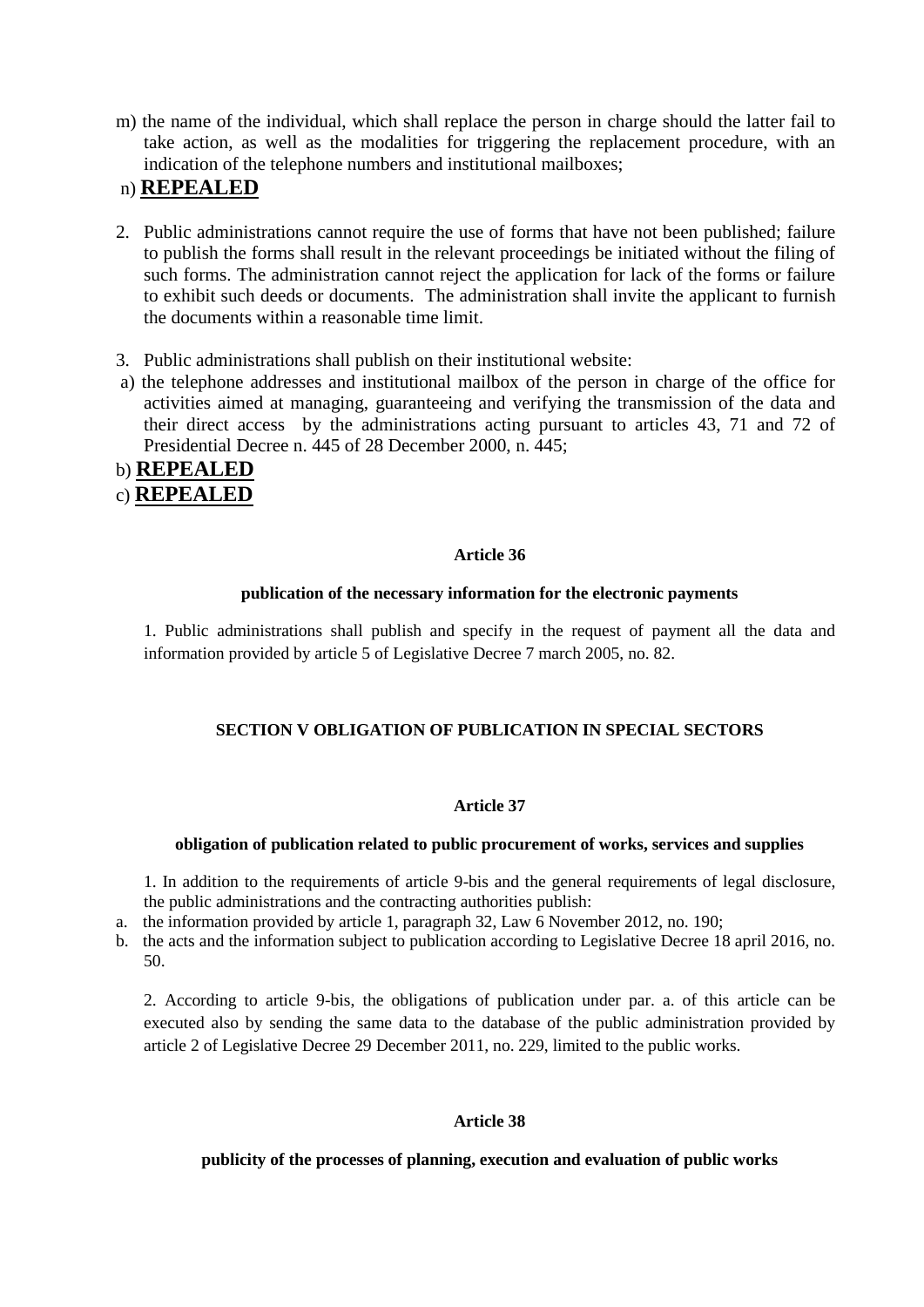m) the name of the individual, which shall replace the person in charge should the latter fail to take action, as well as the modalities for triggering the replacement procedure, with an indication of the telephone numbers and institutional mailboxes;

n) **REPEALED**

2. Public administrations cannot require the use of forms that have not been published; failure to publish the forms shall result in the relevant proceedings be initiated without the filing of such forms. The administration cannot reject the application for lack of the forms or failure to exhibit such deeds or documents. The administration shall invite the applicant to furnish the documents within a reasonable time limit.

3. Public administrations shall publish on their institutional website:

a) the telephone addresses and institutional mailbox of the person in charge of the office for activities aimed at managing, guaranteeing and verifying the transmission of the data and their direct access by the administrations acting pursuant to articles 43, 71 and 72 of Presidential Decree n. 445 of 28 December 2000, n. 445;

b) **REPEALED**

c) **REPEALED**

**Article 36**

**publication of the necessary information for the electronic payments**

1. Public administrations shall publish and specify in the request of payment all the data and information provided by article 5 of Legislative Decree 7 march 2005, no. 82.

## SECTION V OBLIGATION OF PUBLICATION IN SPECIAL SECTORS

**Article 37**

**obligation of publication related to public procurement of works, services and supplies**

1. In addition to the requirements of article 9-bis and the general requirements of legal disclosure, the public administrations and the contracting authorities publish:

a. the information provided by article 1, paragraph 32, Law 6 November 2012, no. 190;
b. the acts and the information subject to publication according to Legislative Decree 18 april 2016, no. 50.

2. According to article 9-bis, the obligations of publication under par. a. of this article can be executed also by sending the same data to the database of the public administration provided by article 2 of Legislative Decree 29 December 2011, no. 229, limited to the public works.

**Article 38**

**publicity of the processes of planning, execution and evaluation of public works**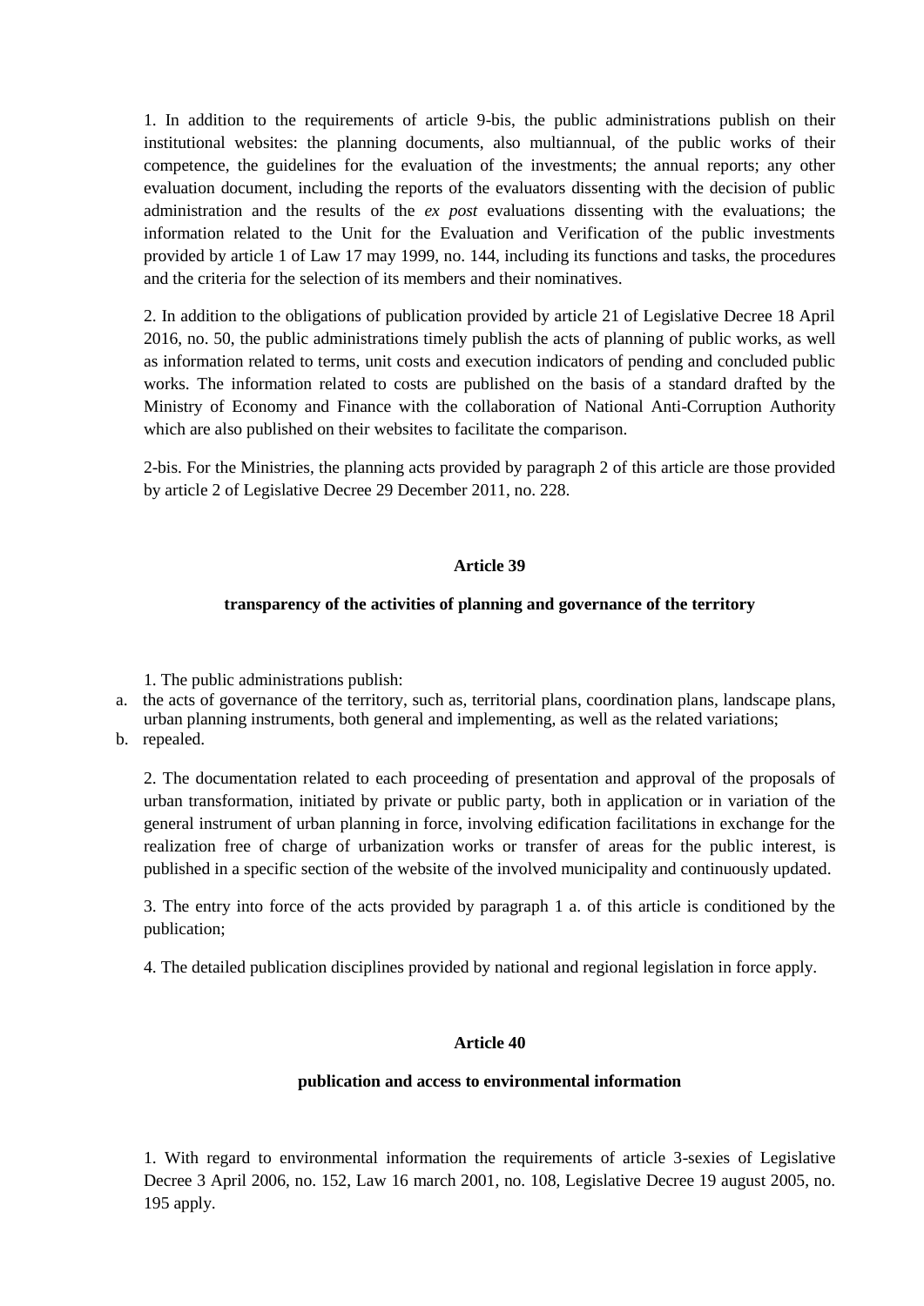1. In addition to the requirements of article 9-bis, the public administrations publish on their institutional websites: the planning documents, also multiannual, of the public works of their competence, the guidelines for the evaluation of the investments; the annual reports; any other evaluation document, including the reports of the evaluators dissenting with the decision of public administration and the results of the *ex post* evaluations dissenting with the evaluations; the information related to the Unit for the Evaluation and Verification of the public investments provided by article 1 of Law 17 may 1999, no. 144, including its functions and tasks, the procedures and the criteria for the selection of its members and their nominatives.

2. In addition to the obligations of publication provided by article 21 of Legislative Decree 18 April 2016, no. 50, the public administrations timely publish the acts of planning of public works, as well as information related to terms, unit costs and execution indicators of pending and concluded public works. The information related to costs are published on the basis of a standard drafted by the Ministry of Economy and Finance with the collaboration of National Anti-Corruption Authority which are also published on their websites to facilitate the comparison.

2-bis. For the Ministries, the planning acts provided by paragraph 2 of this article are those provided by article 2 of Legislative Decree 29 December 2011, no. 228.

## Article 39

### transparency of the activities of planning and governance of the territory

1. The public administrations publish:

a. the acts of governance of the territory, such as, territorial plans, coordination plans, landscape plans, urban planning instruments, both general and implementing, as well as the related variations;
b. repealed.

2. The documentation related to each proceeding of presentation and approval of the proposals of urban transformation, initiated by private or public party, both in application or in variation of the general instrument of urban planning in force, involving edification facilitations in exchange for the realization free of charge of urbanization works or transfer of areas for the public interest, is published in a specific section of the website of the involved municipality and continuously updated.

3. The entry into force of the acts provided by paragraph 1 a. of this article is conditioned by the publication;

4. The detailed publication disciplines provided by national and regional legislation in force apply.

## Article 40

### publication and access to environmental information

1. With regard to environmental information the requirements of article 3-sexies of Legislative Decree 3 April 2006, no. 152, Law 16 march 2001, no. 108, Legislative Decree 19 august 2005, no. 195 apply.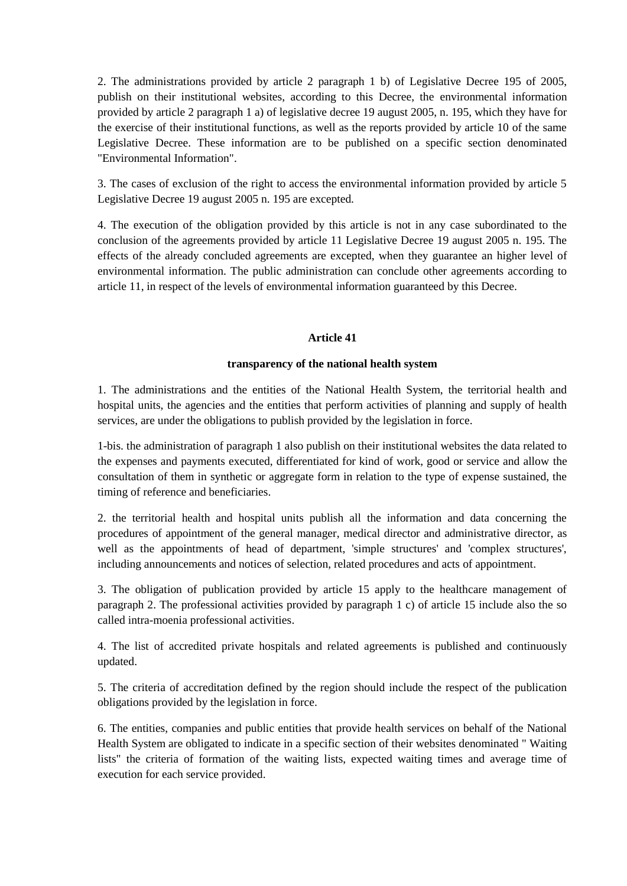2. The administrations provided by article 2 paragraph 1 b) of Legislative Decree 195 of 2005, publish on their institutional websites, according to this Decree, the environmental information provided by article 2 paragraph 1 a) of legislative decree 19 august 2005, n. 195, which they have for the exercise of their institutional functions, as well as the reports provided by article 10 of the same Legislative Decree. These information are to be published on a specific section denominated "Environmental Information".

3. The cases of exclusion of the right to access the environmental information provided by article 5 Legislative Decree 19 august 2005 n. 195 are excepted.

4. The execution of the obligation provided by this article is not in any case subordinated to the conclusion of the agreements provided by article 11 Legislative Decree 19 august 2005 n. 195. The effects of the already concluded agreements are excepted, when they guarantee an higher level of environmental information. The public administration can conclude other agreements according to article 11, in respect of the levels of environmental information guaranteed by this Decree.

## Article 41

### transparency of the national health system

1. The administrations and the entities of the National Health System, the territorial health and hospital units, the agencies and the entities that perform activities of planning and supply of health services, are under the obligations to publish provided by the legislation in force.

1-bis. the administration of paragraph 1 also publish on their institutional websites the data related to the expenses and payments executed, differentiated for kind of work, good or service and allow the consultation of them in synthetic or aggregate form in relation to the type of expense sustained, the timing of reference and beneficiaries.

2. the territorial health and hospital units publish all the information and data concerning the procedures of appointment of the general manager, medical director and administrative director, as well as the appointments of head of department, 'simple structures' and 'complex structures', including announcements and notices of selection, related procedures and acts of appointment.

3. The obligation of publication provided by article 15 apply to the healthcare management of paragraph 2. The professional activities provided by paragraph 1 c) of article 15 include also the so called intra-moenia professional activities.

4. The list of accredited private hospitals and related agreements is published and continuously updated.

5. The criteria of accreditation defined by the region should include the respect of the publication obligations provided by the legislation in force.

6. The entities, companies and public entities that provide health services on behalf of the National Health System are obligated to indicate in a specific section of their websites denominated " Waiting lists" the criteria of formation of the waiting lists, expected waiting times and average time of execution for each service provided.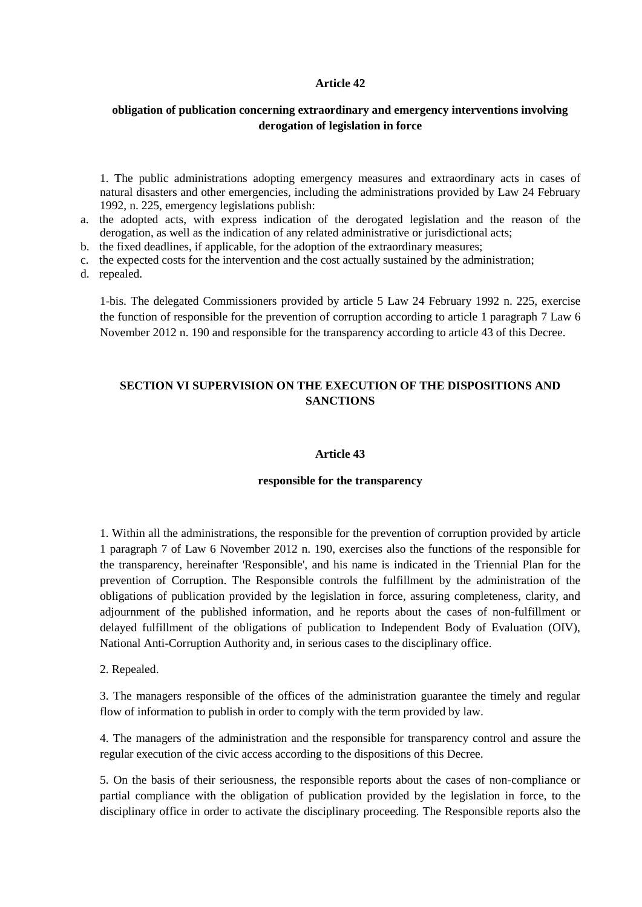**Article 42**

**obligation of publication concerning extraordinary and emergency interventions involving derogation of legislation in force**

1. The public administrations adopting emergency measures and extraordinary acts in cases of natural disasters and other emergencies, including the administrations provided by Law 24 February 1992, n. 225, emergency legislations publish:

a. the adopted acts, with express indication of the derogated legislation and the reason of the derogation, as well as the indication of any related administrative or jurisdictional acts;
b. the fixed deadlines, if applicable, for the adoption of the extraordinary measures;
c. the expected costs for the intervention and the cost actually sustained by the administration;
d. repealed.

1-bis. The delegated Commissioners provided by article 5 Law 24 February 1992 n. 225, exercise the function of responsible for the prevention of corruption according to article 1 paragraph 7 Law 6 November 2012 n. 190 and responsible for the transparency according to article 43 of this Decree.

## SECTION VI SUPERVISION ON THE EXECUTION OF THE DISPOSITIONS AND SANCTIONS

**Article 43**

**responsible for the transparency**

1. Within all the administrations, the responsible for the prevention of corruption provided by article 1 paragraph 7 of Law 6 November 2012 n. 190, exercises also the functions of the responsible for the transparency, hereinafter 'Responsible', and his name is indicated in the Triennial Plan for the prevention of Corruption. The Responsible controls the fulfillment by the administration of the obligations of publication provided by the legislation in force, assuring completeness, clarity, and adjournment of the published information, and he reports about the cases of non-fulfillment or delayed fulfillment of the obligations of publication to Independent Body of Evaluation (OIV), National Anti-Corruption Authority and, in serious cases to the disciplinary office.

2. Repealed.

3. The managers responsible of the offices of the administration guarantee the timely and regular flow of information to publish in order to comply with the term provided by law.

4. The managers of the administration and the responsible for transparency control and assure the regular execution of the civic access according to the dispositions of this Decree.

5. On the basis of their seriousness, the responsible reports about the cases of non-compliance or partial compliance with the obligation of publication provided by the legislation in force, to the disciplinary office in order to activate the disciplinary proceeding. The Responsible reports also the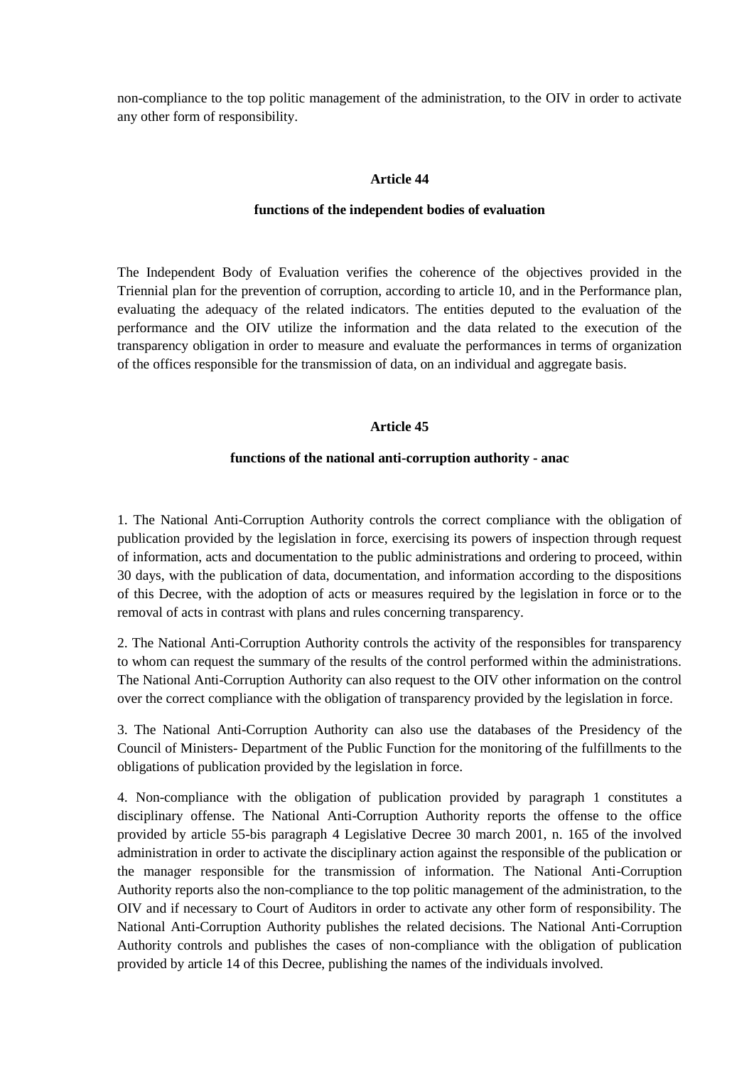non-compliance to the top politic management of the administration, to the OIV in order to activate any other form of responsibility.

### Article 44

**functions of the independent bodies of evaluation**

The Independent Body of Evaluation verifies the coherence of the objectives provided in the Triennial plan for the prevention of corruption, according to article 10, and in the Performance plan, evaluating the adequacy of the related indicators. The entities deputed to the evaluation of the performance and the OIV utilize the information and the data related to the execution of the transparency obligation in order to measure and evaluate the performances in terms of organization of the offices responsible for the transmission of data, on an individual and aggregate basis.

### Article 45

**functions of the national anti-corruption authority - anac**

1. The National Anti-Corruption Authority controls the correct compliance with the obligation of publication provided by the legislation in force, exercising its powers of inspection through request of information, acts and documentation to the public administrations and ordering to proceed, within 30 days, with the publication of data, documentation, and information according to the dispositions of this Decree, with the adoption of acts or measures required by the legislation in force or to the removal of acts in contrast with plans and rules concerning transparency.

2. The National Anti-Corruption Authority controls the activity of the responsibles for transparency to whom can request the summary of the results of the control performed within the administrations. The National Anti-Corruption Authority can also request to the OIV other information on the control over the correct compliance with the obligation of transparency provided by the legislation in force.

3. The National Anti-Corruption Authority can also use the databases of the Presidency of the Council of Ministers- Department of the Public Function for the monitoring of the fulfillments to the obligations of publication provided by the legislation in force.

4. Non-compliance with the obligation of publication provided by paragraph 1 constitutes a disciplinary offense. The National Anti-Corruption Authority reports the offense to the office provided by article 55-bis paragraph 4 Legislative Decree 30 march 2001, n. 165 of the involved administration in order to activate the disciplinary action against the responsible of the publication or the manager responsible for the transmission of information. The National Anti-Corruption Authority reports also the non-compliance to the top politic management of the administration, to the OIV and if necessary to Court of Auditors in order to activate any other form of responsibility. The National Anti-Corruption Authority publishes the related decisions. The National Anti-Corruption Authority controls and publishes the cases of non-compliance with the obligation of publication provided by article 14 of this Decree, publishing the names of the individuals involved.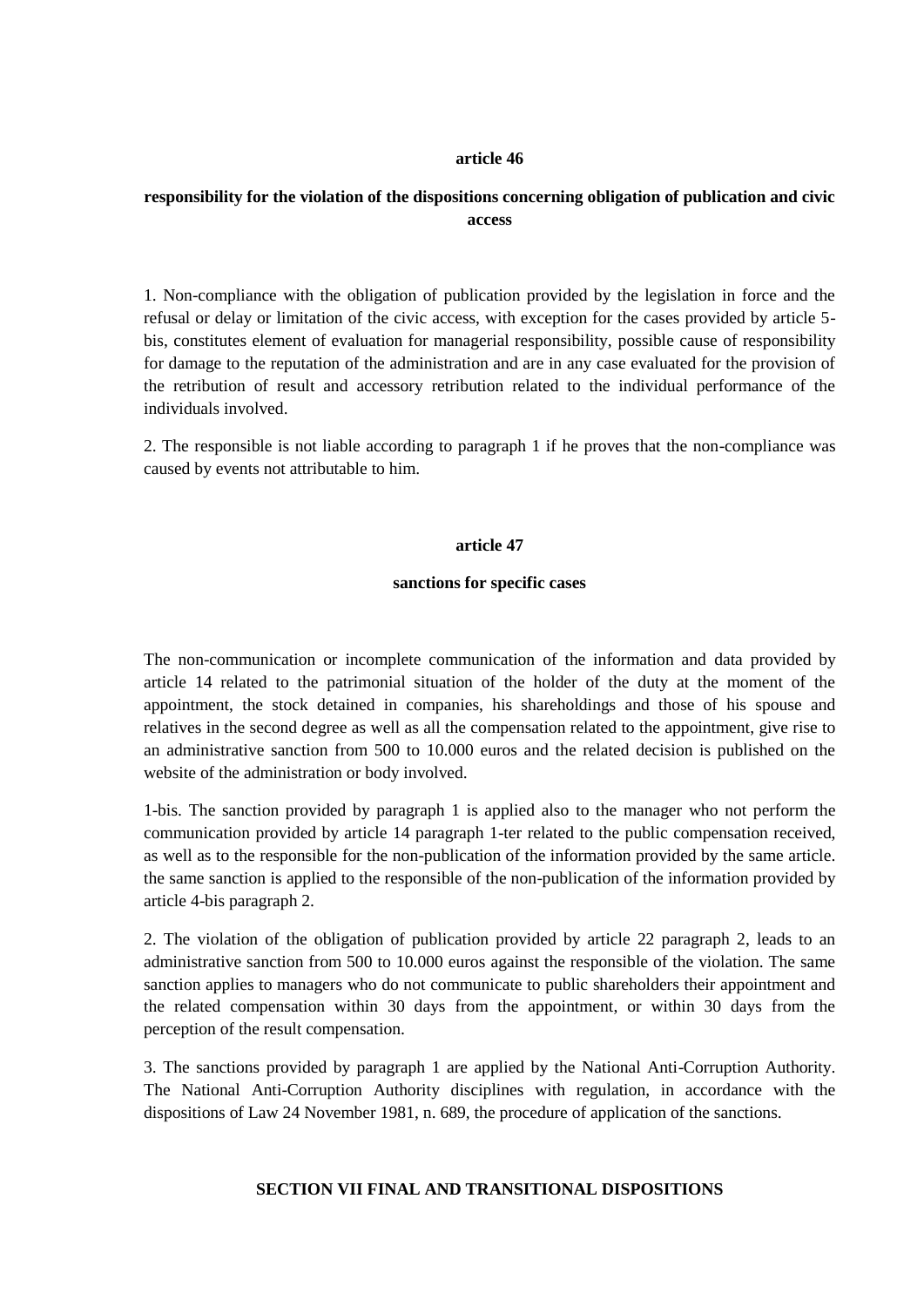### article 46

### responsibility for the violation of the dispositions concerning obligation of publication and civic access

1. Non-compliance with the obligation of publication provided by the legislation in force and the refusal or delay or limitation of the civic access, with exception for the cases provided by article 5-bis, constitutes element of evaluation for managerial responsibility, possible cause of responsibility for damage to the reputation of the administration and are in any case evaluated for the provision of the retribution of result and accessory retribution related to the individual performance of the individuals involved.

2. The responsible is not liable according to paragraph 1 if he proves that the non-compliance was caused by events not attributable to him.

### article 47

### sanctions for specific cases

The non-communication or incomplete communication of the information and data provided by article 14 related to the patrimonial situation of the holder of the duty at the moment of the appointment, the stock detained in companies, his shareholdings and those of his spouse and relatives in the second degree as well as all the compensation related to the appointment, give rise to an administrative sanction from 500 to 10.000 euros and the related decision is published on the website of the administration or body involved.

1-bis. The sanction provided by paragraph 1 is applied also to the manager who not perform the communication provided by article 14 paragraph 1-ter related to the public compensation received, as well as to the responsible for the non-publication of the information provided by the same article. the same sanction is applied to the responsible of the non-publication of the information provided by article 4-bis paragraph 2.

2. The violation of the obligation of publication provided by article 22 paragraph 2, leads to an administrative sanction from 500 to 10.000 euros against the responsible of the violation. The same sanction applies to managers who do not communicate to public shareholders their appointment and the related compensation within 30 days from the appointment, or within 30 days from the perception of the result compensation.

3. The sanctions provided by paragraph 1 are applied by the National Anti-Corruption Authority. The National Anti-Corruption Authority disciplines with regulation, in accordance with the dispositions of Law 24 November 1981, n. 689, the procedure of application of the sanctions.

## SECTION VII FINAL AND TRANSITIONAL DISPOSITIONS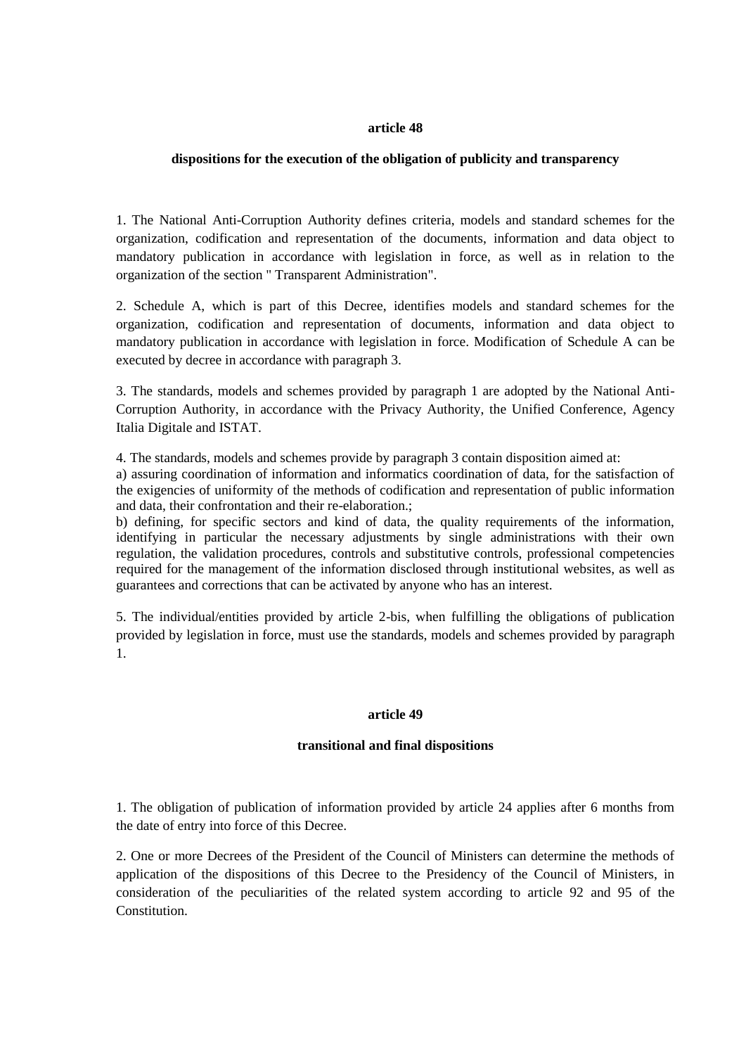## article 48

### dispositions for the execution of the obligation of publicity and transparency

1. The National Anti-Corruption Authority defines criteria, models and standard schemes for the organization, codification and representation of the documents, information and data object to mandatory publication in accordance with legislation in force, as well as in relation to the organization of the section " Transparent Administration".

2. Schedule A, which is part of this Decree, identifies models and standard schemes for the organization, codification and representation of documents, information and data object to mandatory publication in accordance with legislation in force. Modification of Schedule A can be executed by decree in accordance with paragraph 3.

3. The standards, models and schemes provided by paragraph 1 are adopted by the National Anti-Corruption Authority, in accordance with the Privacy Authority, the Unified Conference, Agency Italia Digitale and ISTAT.

4. The standards, models and schemes provide by paragraph 3 contain disposition aimed at:
a) assuring coordination of information and informatics coordination of data, for the satisfaction of the exigencies of uniformity of the methods of codification and representation of public information and data, their confrontation and their re-elaboration.;
b) defining, for specific sectors and kind of data, the quality requirements of the information, identifying in particular the necessary adjustments by single administrations with their own regulation, the validation procedures, controls and substitutive controls, professional competencies required for the management of the information disclosed through institutional websites, as well as guarantees and corrections that can be activated by anyone who has an interest.

5. The individual/entities provided by article 2-bis, when fulfilling the obligations of publication provided by legislation in force, must use the standards, models and schemes provided by paragraph 1.

## article 49

### transitional and final dispositions

1. The obligation of publication of information provided by article 24 applies after 6 months from the date of entry into force of this Decree.

2. One or more Decrees of the President of the Council of Ministers can determine the methods of application of the dispositions of this Decree to the Presidency of the Council of Ministers, in consideration of the peculiarities of the related system according to article 92 and 95 of the Constitution.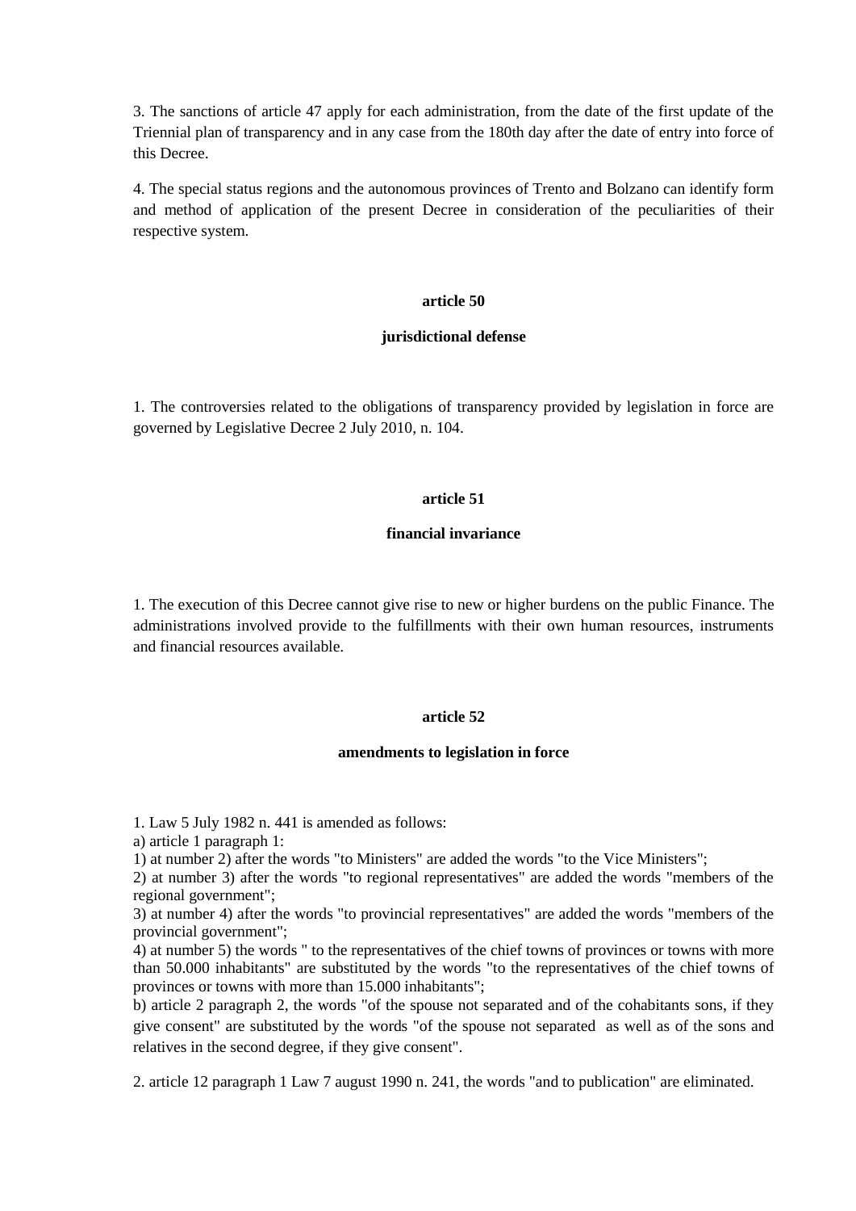3. The sanctions of article 47 apply for each administration, from the date of the first update of the Triennial plan of transparency and in any case from the 180th day after the date of entry into force of this Decree.

4. The special status regions and the autonomous provinces of Trento and Bolzano can identify form and method of application of the present Decree in consideration of the peculiarities of their respective system.

**article 50**

**jurisdictional defense**

1. The controversies related to the obligations of transparency provided by legislation in force are governed by Legislative Decree 2 July 2010, n. 104.

**article 51**

**financial invariance**

1. The execution of this Decree cannot give rise to new or higher burdens on the public Finance. The administrations involved provide to the fulfillments with their own human resources, instruments and financial resources available.

**article 52**

**amendments to legislation in force**

1. Law 5 July 1982 n. 441 is amended as follows:
a) article 1 paragraph 1:
1) at number 2) after the words "to Ministers" are added the words "to the Vice Ministers";
2) at number 3) after the words "to regional representatives" are added the words "members of the regional government";
3) at number 4) after the words "to provincial representatives" are added the words "members of the provincial government";
4) at number 5) the words " to the representatives of the chief towns of provinces or towns with more than 50.000 inhabitants" are substituted by the words "to the representatives of the chief towns of provinces or towns with more than 15.000 inhabitants";
b) article 2 paragraph 2, the words "of the spouse not separated and of the cohabitants sons, if they give consent" are substituted by the words "of the spouse not separated as well as of the sons and relatives in the second degree, if they give consent".

2. article 12 paragraph 1 Law 7 august 1990 n. 241, the words "and to publication" are eliminated.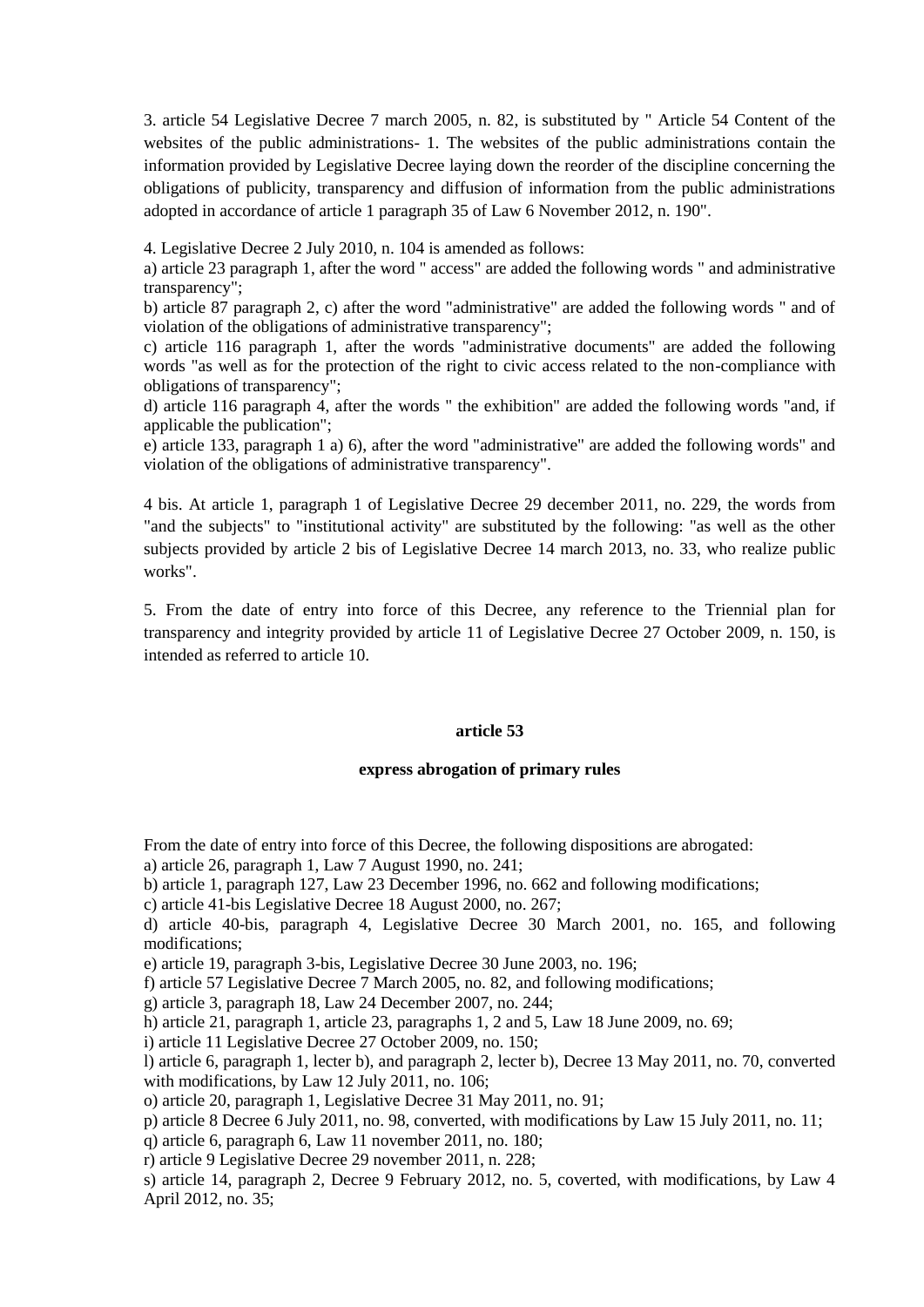3. article 54 Legislative Decree 7 march 2005, n. 82, is substituted by " Article 54 Content of the websites of the public administrations- 1. The websites of the public administrations contain the information provided by Legislative Decree laying down the reorder of the discipline concerning the obligations of publicity, transparency and diffusion of information from the public administrations adopted in accordance of article 1 paragraph 35 of Law 6 November 2012, n. 190".

4. Legislative Decree 2 July 2010, n. 104 is amended as follows:
a) article 23 paragraph 1, after the word " access" are added the following words " and administrative transparency";
b) article 87 paragraph 2, c) after the word "administrative" are added the following words " and of violation of the obligations of administrative transparency";
c) article 116 paragraph 1, after the words "administrative documents" are added the following words "as well as for the protection of the right to civic access related to the non-compliance with obligations of transparency";
d) article 116 paragraph 4, after the words " the exhibition" are added the following words "and, if applicable the publication";
e) article 133, paragraph 1 a) 6), after the word "administrative" are added the following words" and violation of the obligations of administrative transparency".

4 bis. At article 1, paragraph 1 of Legislative Decree 29 december 2011, no. 229, the words from "and the subjects" to "institutional activity" are substituted by the following: "as well as the other subjects provided by article 2 bis of Legislative Decree 14 march 2013, no. 33, who realize public works".

5. From the date of entry into force of this Decree, any reference to the Triennial plan for transparency and integrity provided by article 11 of Legislative Decree 27 October 2009, n. 150, is intended as referred to article 10.

**article 53**

**express abrogation of primary rules**

From the date of entry into force of this Decree, the following dispositions are abrogated:
a) article 26, paragraph 1, Law 7 August 1990, no. 241;
b) article 1, paragraph 127, Law 23 December 1996, no. 662 and following modifications;
c) article 41-bis Legislative Decree 18 August 2000, no. 267;
d) article 40-bis, paragraph 4, Legislative Decree 30 March 2001, no. 165, and following modifications;
e) article 19, paragraph 3-bis, Legislative Decree 30 June 2003, no. 196;
f) article 57 Legislative Decree 7 March 2005, no. 82, and following modifications;
g) article 3, paragraph 18, Law 24 December 2007, no. 244;
h) article 21, paragraph 1, article 23, paragraphs 1, 2 and 5, Law 18 June 2009, no. 69;
i) article 11 Legislative Decree 27 October 2009, no. 150;
l) article 6, paragraph 1, lecter b), and paragraph 2, lecter b), Decree 13 May 2011, no. 70, converted with modifications, by Law 12 July 2011, no. 106;
o) article 20, paragraph 1, Legislative Decree 31 May 2011, no. 91;
p) article 8 Decree 6 July 2011, no. 98, converted, with modifications by Law 15 July 2011, no. 11;
q) article 6, paragraph 6, Law 11 november 2011, no. 180;
r) article 9 Legislative Decree 29 november 2011, n. 228;
s) article 14, paragraph 2, Decree 9 February 2012, no. 5, coverted, with modifications, by Law 4 April 2012, no. 35;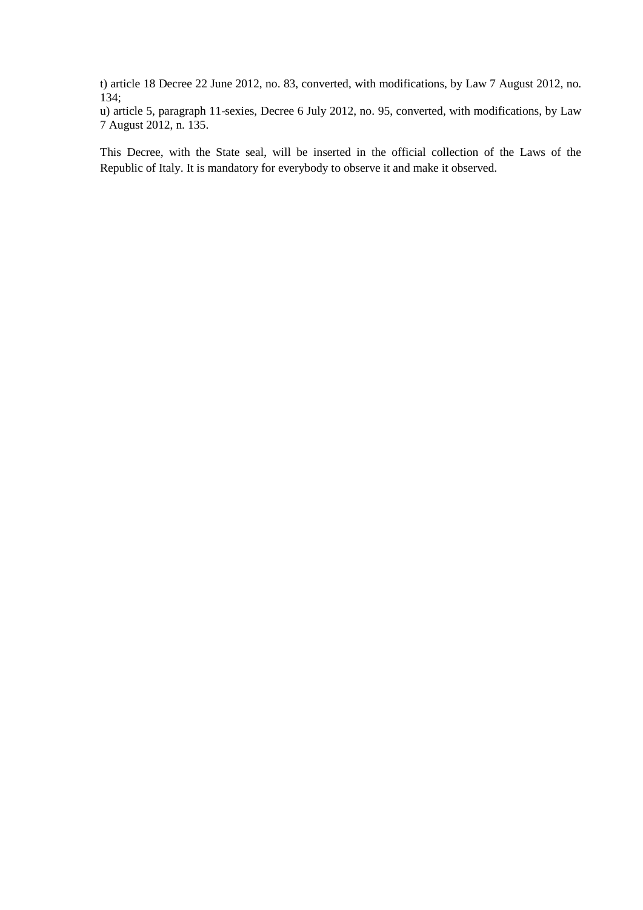t) article 18 Decree 22 June 2012, no. 83, converted, with modifications, by Law 7 August 2012, no. 134;

u) article 5, paragraph 11-sexies, Decree 6 July 2012, no. 95, converted, with modifications, by Law 7 August 2012, n. 135.

This Decree, with the State seal, will be inserted in the official collection of the Laws of the Republic of Italy. It is mandatory for everybody to observe it and make it observed.